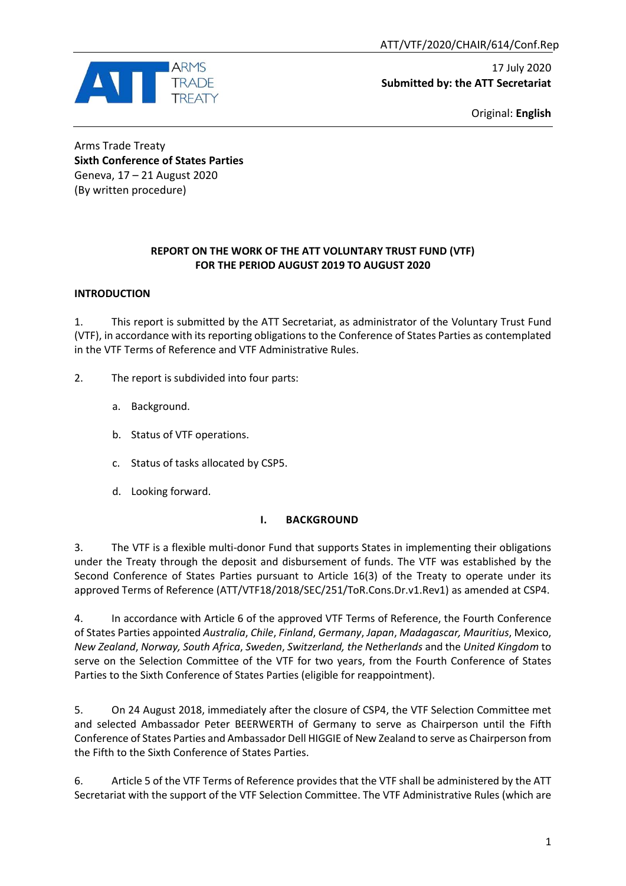ATT/VTF/2020/CHAIR/614/Conf.Rep

17 July 2020
**Submitted by: the ATT Secretariat**

Original: **English**

Arms Trade Treaty
**Sixth Conference of States Parties**
Geneva, 17 – 21 August 2020
(By written procedure)

## REPORT ON THE WORK OF THE ATT VOLUNTARY TRUST FUND (VTF) FOR THE PERIOD AUGUST 2019 TO AUGUST 2020

### INTRODUCTION

1. This report is submitted by the ATT Secretariat, as administrator of the Voluntary Trust Fund (VTF), in accordance with its reporting obligations to the Conference of States Parties as contemplated in the VTF Terms of Reference and VTF Administrative Rules.

2. The report is subdivided into four parts:

   a. Background.

   b. Status of VTF operations.

   c. Status of tasks allocated by CSP5.

   d. Looking forward.

### I. BACKGROUND

3. The VTF is a flexible multi-donor Fund that supports States in implementing their obligations under the Treaty through the deposit and disbursement of funds. The VTF was established by the Second Conference of States Parties pursuant to Article 16(3) of the Treaty to operate under its approved Terms of Reference (ATT/VTF18/2018/SEC/251/ToR.Cons.Dr.v1.Rev1) as amended at CSP4.

4. In accordance with Article 6 of the approved VTF Terms of Reference, the Fourth Conference of States Parties appointed *Australia*, *Chile*, *Finland*, *Germany*, *Japan*, *Madagascar, Mauritius*, Mexico, *New Zealand*, *Norway, South Africa*, *Sweden*, *Switzerland, the Netherlands* and the *United Kingdom* to serve on the Selection Committee of the VTF for two years, from the Fourth Conference of States Parties to the Sixth Conference of States Parties (eligible for reappointment).

5. On 24 August 2018, immediately after the closure of CSP4, the VTF Selection Committee met and selected Ambassador Peter BEERWERTH of Germany to serve as Chairperson until the Fifth Conference of States Parties and Ambassador Dell HIGGIE of New Zealand to serve as Chairperson from the Fifth to the Sixth Conference of States Parties.

6. Article 5 of the VTF Terms of Reference provides that the VTF shall be administered by the ATT Secretariat with the support of the VTF Selection Committee. The VTF Administrative Rules (which are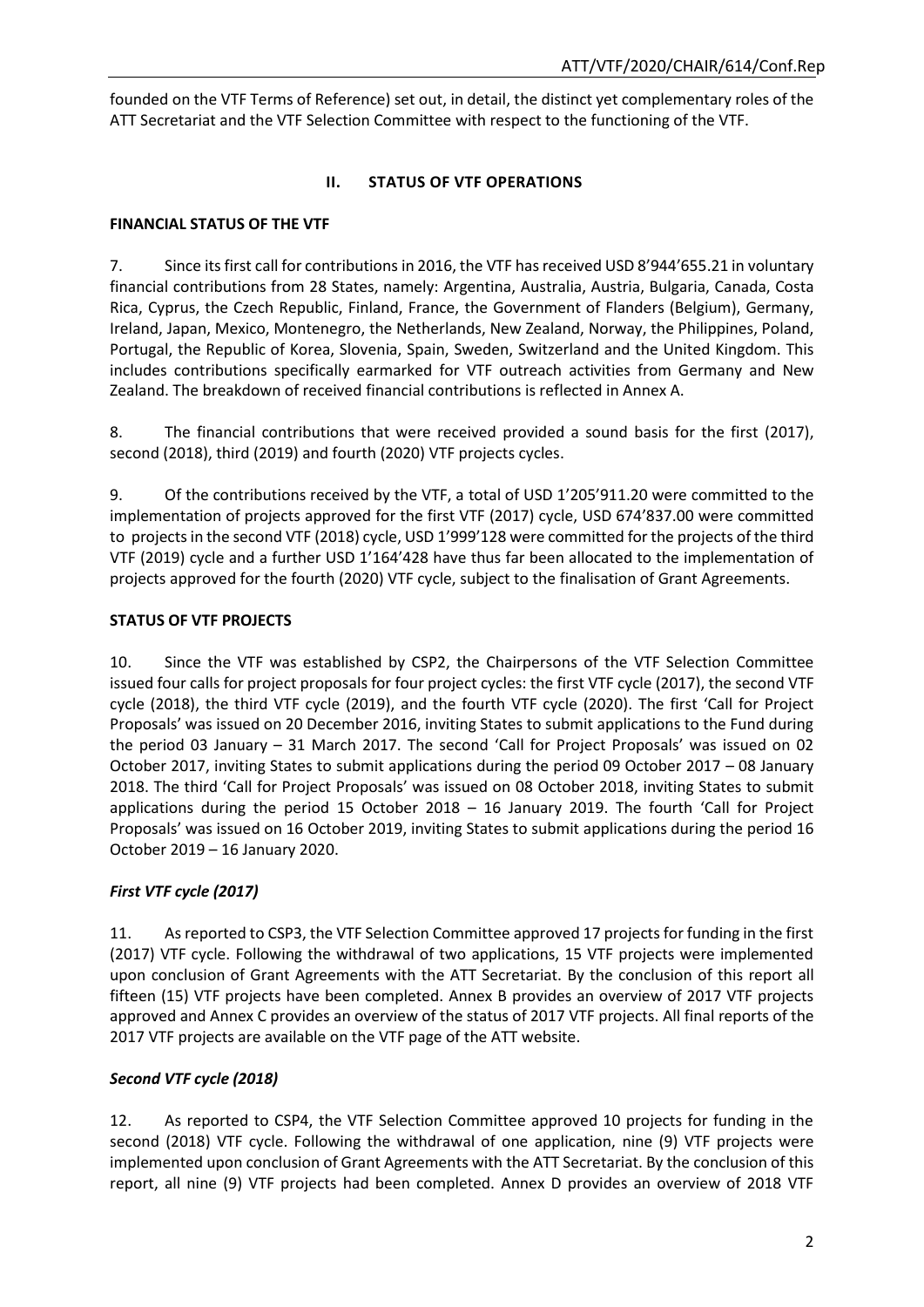founded on the VTF Terms of Reference) set out, in detail, the distinct yet complementary roles of the ATT Secretariat and the VTF Selection Committee with respect to the functioning of the VTF.

## II. STATUS OF VTF OPERATIONS

### FINANCIAL STATUS OF THE VTF

7. Since its first call for contributions in 2016, the VTF has received USD 8'944'655.21 in voluntary financial contributions from 28 States, namely: Argentina, Australia, Austria, Bulgaria, Canada, Costa Rica, Cyprus, the Czech Republic, Finland, France, the Government of Flanders (Belgium), Germany, Ireland, Japan, Mexico, Montenegro, the Netherlands, New Zealand, Norway, the Philippines, Poland, Portugal, the Republic of Korea, Slovenia, Spain, Sweden, Switzerland and the United Kingdom. This includes contributions specifically earmarked for VTF outreach activities from Germany and New Zealand. The breakdown of received financial contributions is reflected in Annex A.

8. The financial contributions that were received provided a sound basis for the first (2017), second (2018), third (2019) and fourth (2020) VTF projects cycles.

9. Of the contributions received by the VTF, a total of USD 1'205'911.20 were committed to the implementation of projects approved for the first VTF (2017) cycle, USD 674'837.00 were committed to projects in the second VTF (2018) cycle, USD 1'999'128 were committed for the projects of the third VTF (2019) cycle and a further USD 1'164'428 have thus far been allocated to the implementation of projects approved for the fourth (2020) VTF cycle, subject to the finalisation of Grant Agreements.

### STATUS OF VTF PROJECTS

10. Since the VTF was established by CSP2, the Chairpersons of the VTF Selection Committee issued four calls for project proposals for four project cycles: the first VTF cycle (2017), the second VTF cycle (2018), the third VTF cycle (2019), and the fourth VTF cycle (2020). The first 'Call for Project Proposals' was issued on 20 December 2016, inviting States to submit applications to the Fund during the period 03 January – 31 March 2017. The second 'Call for Project Proposals' was issued on 02 October 2017, inviting States to submit applications during the period 09 October 2017 – 08 January 2018. The third 'Call for Project Proposals' was issued on 08 October 2018, inviting States to submit applications during the period 15 October 2018 – 16 January 2019. The fourth 'Call for Project Proposals' was issued on 16 October 2019, inviting States to submit applications during the period 16 October 2019 – 16 January 2020.

#### *First VTF cycle (2017)*

11. As reported to CSP3, the VTF Selection Committee approved 17 projects for funding in the first (2017) VTF cycle. Following the withdrawal of two applications, 15 VTF projects were implemented upon conclusion of Grant Agreements with the ATT Secretariat. By the conclusion of this report all fifteen (15) VTF projects have been completed. Annex B provides an overview of 2017 VTF projects approved and Annex C provides an overview of the status of 2017 VTF projects. All final reports of the 2017 VTF projects are available on the VTF page of the ATT website.

#### *Second VTF cycle (2018)*

12. As reported to CSP4, the VTF Selection Committee approved 10 projects for funding in the second (2018) VTF cycle. Following the withdrawal of one application, nine (9) VTF projects were implemented upon conclusion of Grant Agreements with the ATT Secretariat. By the conclusion of this report, all nine (9) VTF projects had been completed. Annex D provides an overview of 2018 VTF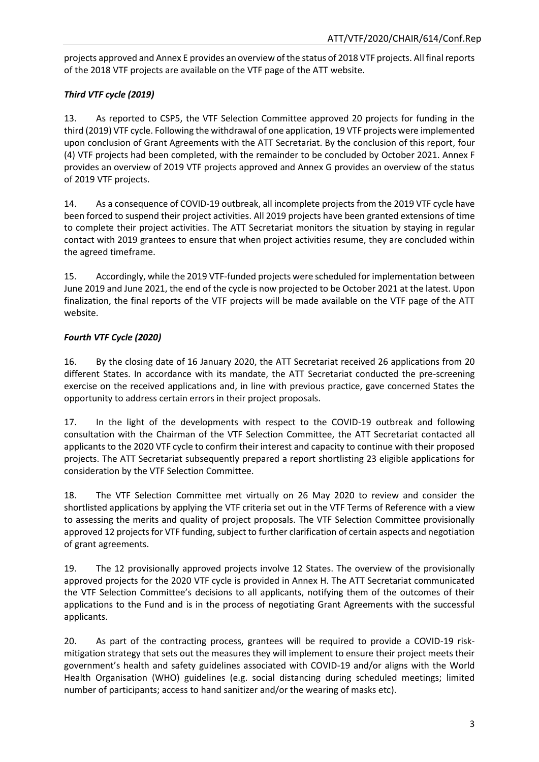projects approved and Annex E provides an overview of the status of 2018 VTF projects. All final reports of the 2018 VTF projects are available on the VTF page of the ATT website.

### *Third VTF cycle (2019)*

13. As reported to CSP5, the VTF Selection Committee approved 20 projects for funding in the third (2019) VTF cycle. Following the withdrawal of one application, 19 VTF projects were implemented upon conclusion of Grant Agreements with the ATT Secretariat. By the conclusion of this report, four (4) VTF projects had been completed, with the remainder to be concluded by October 2021. Annex F provides an overview of 2019 VTF projects approved and Annex G provides an overview of the status of 2019 VTF projects.

14. As a consequence of COVID-19 outbreak, all incomplete projects from the 2019 VTF cycle have been forced to suspend their project activities. All 2019 projects have been granted extensions of time to complete their project activities. The ATT Secretariat monitors the situation by staying in regular contact with 2019 grantees to ensure that when project activities resume, they are concluded within the agreed timeframe.

15. Accordingly, while the 2019 VTF-funded projects were scheduled for implementation between June 2019 and June 2021, the end of the cycle is now projected to be October 2021 at the latest. Upon finalization, the final reports of the VTF projects will be made available on the VTF page of the ATT website.

### *Fourth VTF Cycle (2020)*

16. By the closing date of 16 January 2020, the ATT Secretariat received 26 applications from 20 different States. In accordance with its mandate, the ATT Secretariat conducted the pre-screening exercise on the received applications and, in line with previous practice, gave concerned States the opportunity to address certain errors in their project proposals.

17. In the light of the developments with respect to the COVID-19 outbreak and following consultation with the Chairman of the VTF Selection Committee, the ATT Secretariat contacted all applicants to the 2020 VTF cycle to confirm their interest and capacity to continue with their proposed projects. The ATT Secretariat subsequently prepared a report shortlisting 23 eligible applications for consideration by the VTF Selection Committee.

18. The VTF Selection Committee met virtually on 26 May 2020 to review and consider the shortlisted applications by applying the VTF criteria set out in the VTF Terms of Reference with a view to assessing the merits and quality of project proposals. The VTF Selection Committee provisionally approved 12 projects for VTF funding, subject to further clarification of certain aspects and negotiation of grant agreements.

19. The 12 provisionally approved projects involve 12 States. The overview of the provisionally approved projects for the 2020 VTF cycle is provided in Annex H. The ATT Secretariat communicated the VTF Selection Committee's decisions to all applicants, notifying them of the outcomes of their applications to the Fund and is in the process of negotiating Grant Agreements with the successful applicants.

20. As part of the contracting process, grantees will be required to provide a COVID-19 risk-mitigation strategy that sets out the measures they will implement to ensure their project meets their government's health and safety guidelines associated with COVID-19 and/or aligns with the World Health Organisation (WHO) guidelines (e.g. social distancing during scheduled meetings; limited number of participants; access to hand sanitizer and/or the wearing of masks etc).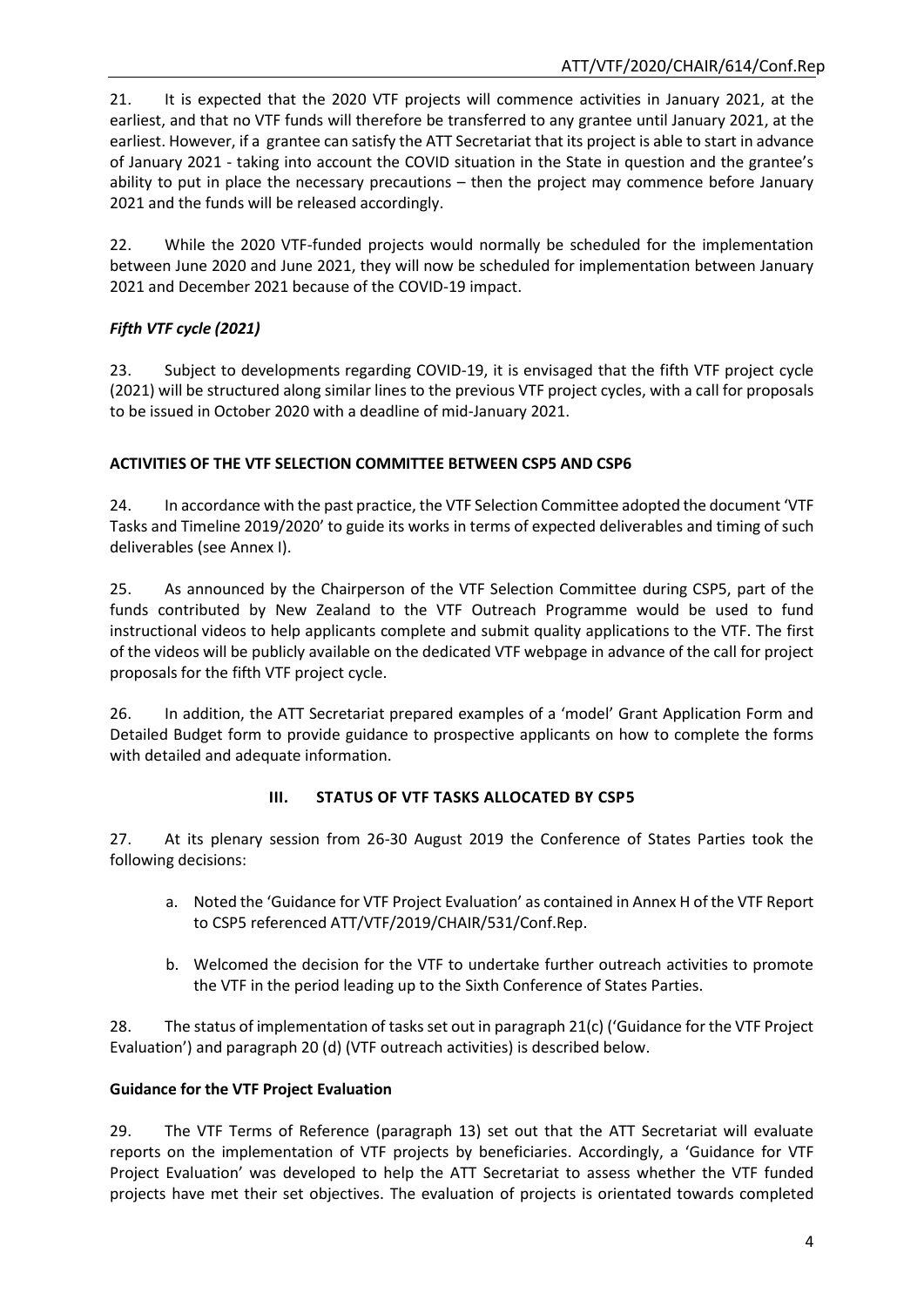21. It is expected that the 2020 VTF projects will commence activities in January 2021, at the earliest, and that no VTF funds will therefore be transferred to any grantee until January 2021, at the earliest. However, if a grantee can satisfy the ATT Secretariat that its project is able to start in advance of January 2021 - taking into account the COVID situation in the State in question and the grantee's ability to put in place the necessary precautions – then the project may commence before January 2021 and the funds will be released accordingly.

22. While the 2020 VTF-funded projects would normally be scheduled for the implementation between June 2020 and June 2021, they will now be scheduled for implementation between January 2021 and December 2021 because of the COVID-19 impact.

### *Fifth VTF cycle (2021)*

23. Subject to developments regarding COVID-19, it is envisaged that the fifth VTF project cycle (2021) will be structured along similar lines to the previous VTF project cycles, with a call for proposals to be issued in October 2020 with a deadline of mid-January 2021.

### ACTIVITIES OF THE VTF SELECTION COMMITTEE BETWEEN CSP5 AND CSP6

24. In accordance with the past practice, the VTF Selection Committee adopted the document 'VTF Tasks and Timeline 2019/2020' to guide its works in terms of expected deliverables and timing of such deliverables (see Annex I).

25. As announced by the Chairperson of the VTF Selection Committee during CSP5, part of the funds contributed by New Zealand to the VTF Outreach Programme would be used to fund instructional videos to help applicants complete and submit quality applications to the VTF. The first of the videos will be publicly available on the dedicated VTF webpage in advance of the call for project proposals for the fifth VTF project cycle.

26. In addition, the ATT Secretariat prepared examples of a 'model' Grant Application Form and Detailed Budget form to provide guidance to prospective applicants on how to complete the forms with detailed and adequate information.

## III. STATUS OF VTF TASKS ALLOCATED BY CSP5

27. At its plenary session from 26-30 August 2019 the Conference of States Parties took the following decisions:

a. Noted the 'Guidance for VTF Project Evaluation' as contained in Annex H of the VTF Report to CSP5 referenced ATT/VTF/2019/CHAIR/531/Conf.Rep.

b. Welcomed the decision for the VTF to undertake further outreach activities to promote the VTF in the period leading up to the Sixth Conference of States Parties.

28. The status of implementation of tasks set out in paragraph 21(c) ('Guidance for the VTF Project Evaluation') and paragraph 20 (d) (VTF outreach activities) is described below.

### Guidance for the VTF Project Evaluation

29. The VTF Terms of Reference (paragraph 13) set out that the ATT Secretariat will evaluate reports on the implementation of VTF projects by beneficiaries. Accordingly, a 'Guidance for VTF Project Evaluation' was developed to help the ATT Secretariat to assess whether the VTF funded projects have met their set objectives. The evaluation of projects is orientated towards completed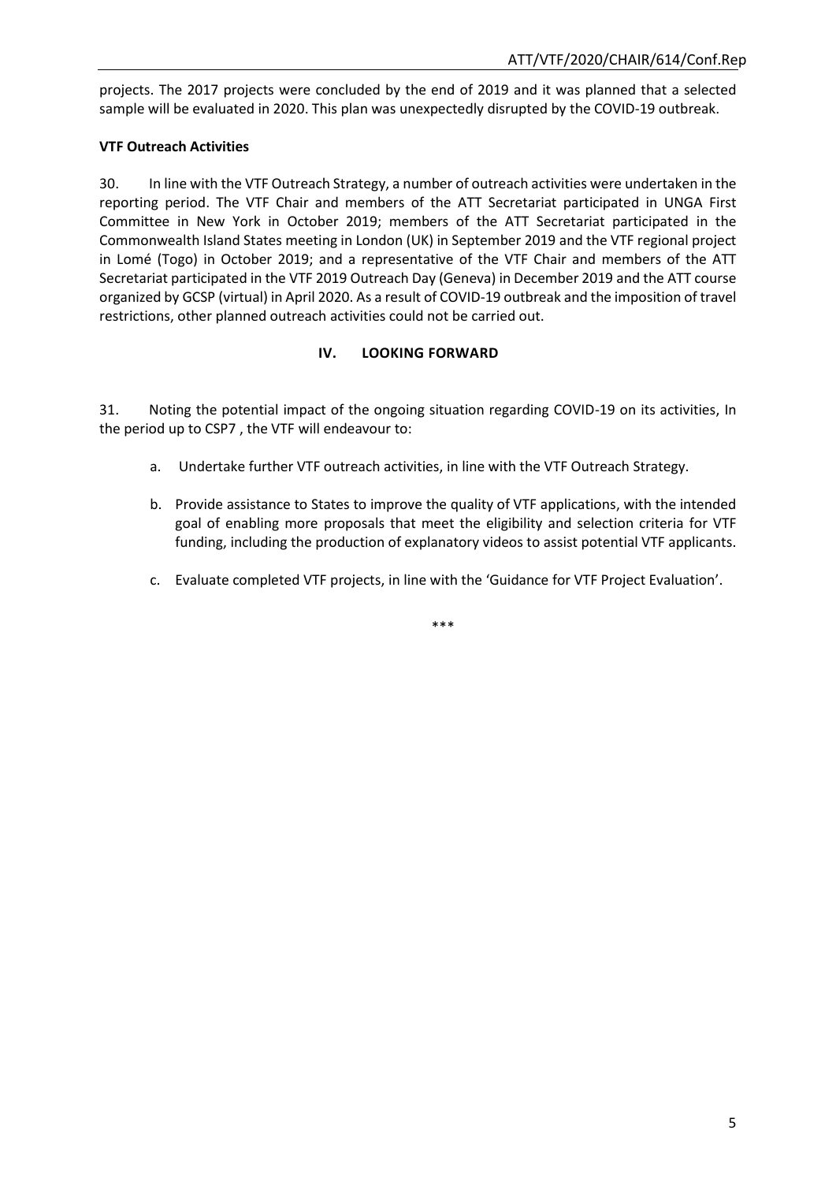projects. The 2017 projects were concluded by the end of 2019 and it was planned that a selected sample will be evaluated in 2020. This plan was unexpectedly disrupted by the COVID-19 outbreak.

**VTF Outreach Activities**

30. In line with the VTF Outreach Strategy, a number of outreach activities were undertaken in the reporting period. The VTF Chair and members of the ATT Secretariat participated in UNGA First Committee in New York in October 2019; members of the ATT Secretariat participated in the Commonwealth Island States meeting in London (UK) in September 2019 and the VTF regional project in Lomé (Togo) in October 2019; and a representative of the VTF Chair and members of the ATT Secretariat participated in the VTF 2019 Outreach Day (Geneva) in December 2019 and the ATT course organized by GCSP (virtual) in April 2020. As a result of COVID-19 outbreak and the imposition of travel restrictions, other planned outreach activities could not be carried out.

## IV. LOOKING FORWARD

31. Noting the potential impact of the ongoing situation regarding COVID-19 on its activities, In the period up to CSP7 , the VTF will endeavour to:

a. Undertake further VTF outreach activities, in line with the VTF Outreach Strategy.

b. Provide assistance to States to improve the quality of VTF applications, with the intended goal of enabling more proposals that meet the eligibility and selection criteria for VTF funding, including the production of explanatory videos to assist potential VTF applicants.

c. Evaluate completed VTF projects, in line with the 'Guidance for VTF Project Evaluation'.

\*\*\*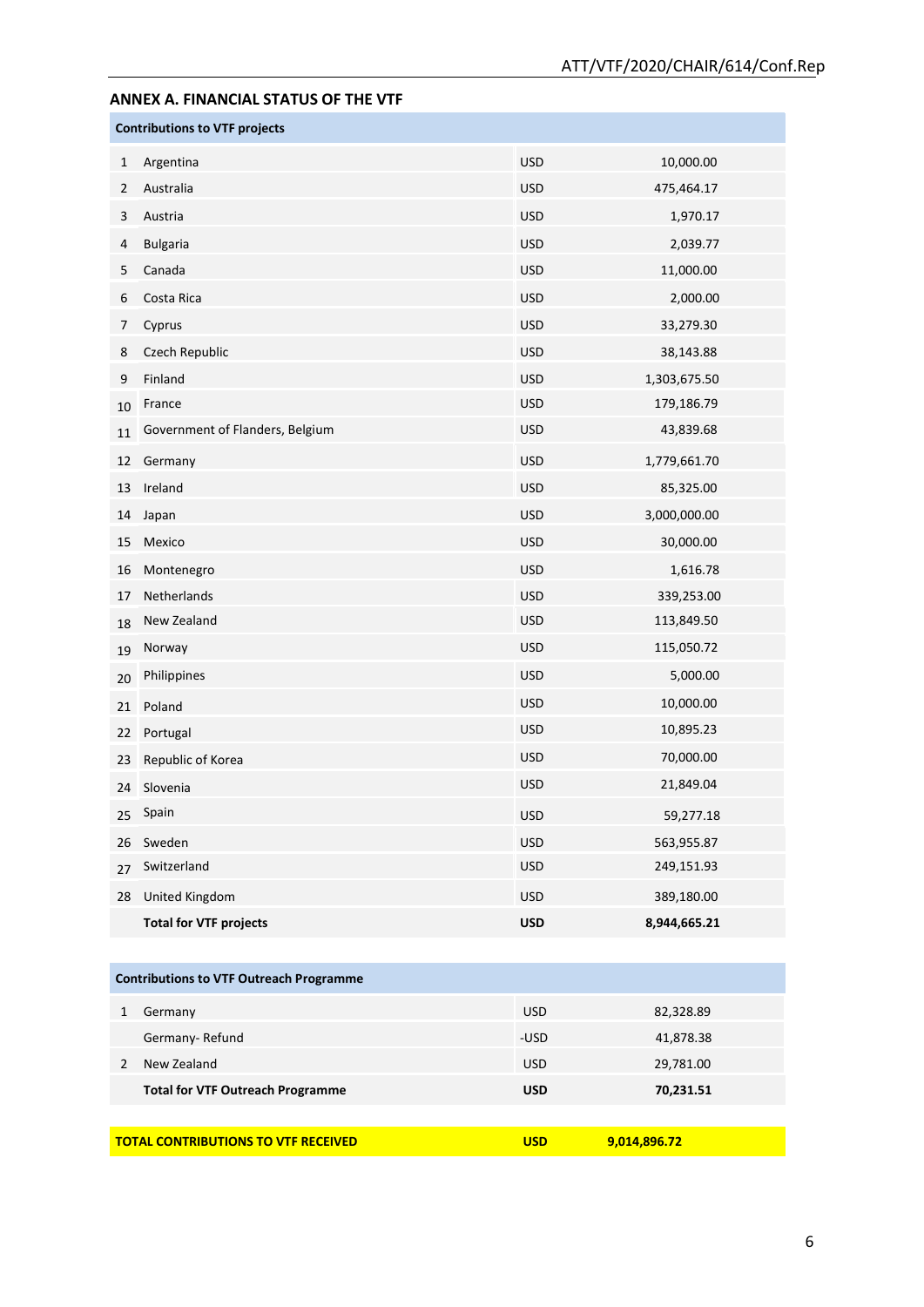## ANNEX A. FINANCIAL STATUS OF THE VTF

| | Contributions to VTF projects | | |
|---|---|---|---|
| 1 | Argentina | USD | 10,000.00 |
| 2 | Australia | USD | 475,464.17 |
| 3 | Austria | USD | 1,970.17 |
| 4 | Bulgaria | USD | 2,039.77 |
| 5 | Canada | USD | 11,000.00 |
| 6 | Costa Rica | USD | 2,000.00 |
| 7 | Cyprus | USD | 33,279.30 |
| 8 | Czech Republic | USD | 38,143.88 |
| 9 | Finland | USD | 1,303,675.50 |
| 10 | France | USD | 179,186.79 |
| 11 | Government of Flanders, Belgium | USD | 43,839.68 |
| 12 | Germany | USD | 1,779,661.70 |
| 13 | Ireland | USD | 85,325.00 |
| 14 | Japan | USD | 3,000,000.00 |
| 15 | Mexico | USD | 30,000.00 |
| 16 | Montenegro | USD | 1,616.78 |
| 17 | Netherlands | USD | 339,253.00 |
| 18 | New Zealand | USD | 113,849.50 |
| 19 | Norway | USD | 115,050.72 |
| 20 | Philippines | USD | 5,000.00 |
| 21 | Poland | USD | 10,000.00 |
| 22 | Portugal | USD | 10,895.23 |
| 23 | Republic of Korea | USD | 70,000.00 |
| 24 | Slovenia | USD | 21,849.04 |
| 25 | Spain | USD | 59,277.18 |
| 26 | Sweden | USD | 563,955.87 |
| 27 | Switzerland | USD | 249,151.93 |
| 28 | United Kingdom | USD | 389,180.00 |
| | **Total for VTF projects** | **USD** | **8,944,665.21** |

| | Contributions to VTF Outreach Programme | | |
|---|---|---|---|
| 1 | Germany | USD | 82,328.89 |
| | Germany- Refund | -USD | 41,878.38 |
| 2 | New Zealand | USD | 29,781.00 |
| | **Total for VTF Outreach Programme** | **USD** | **70,231.51** |

| TOTAL CONTRIBUTIONS TO VTF RECEIVED | USD | 9,014,896.72 |
|---|---|---|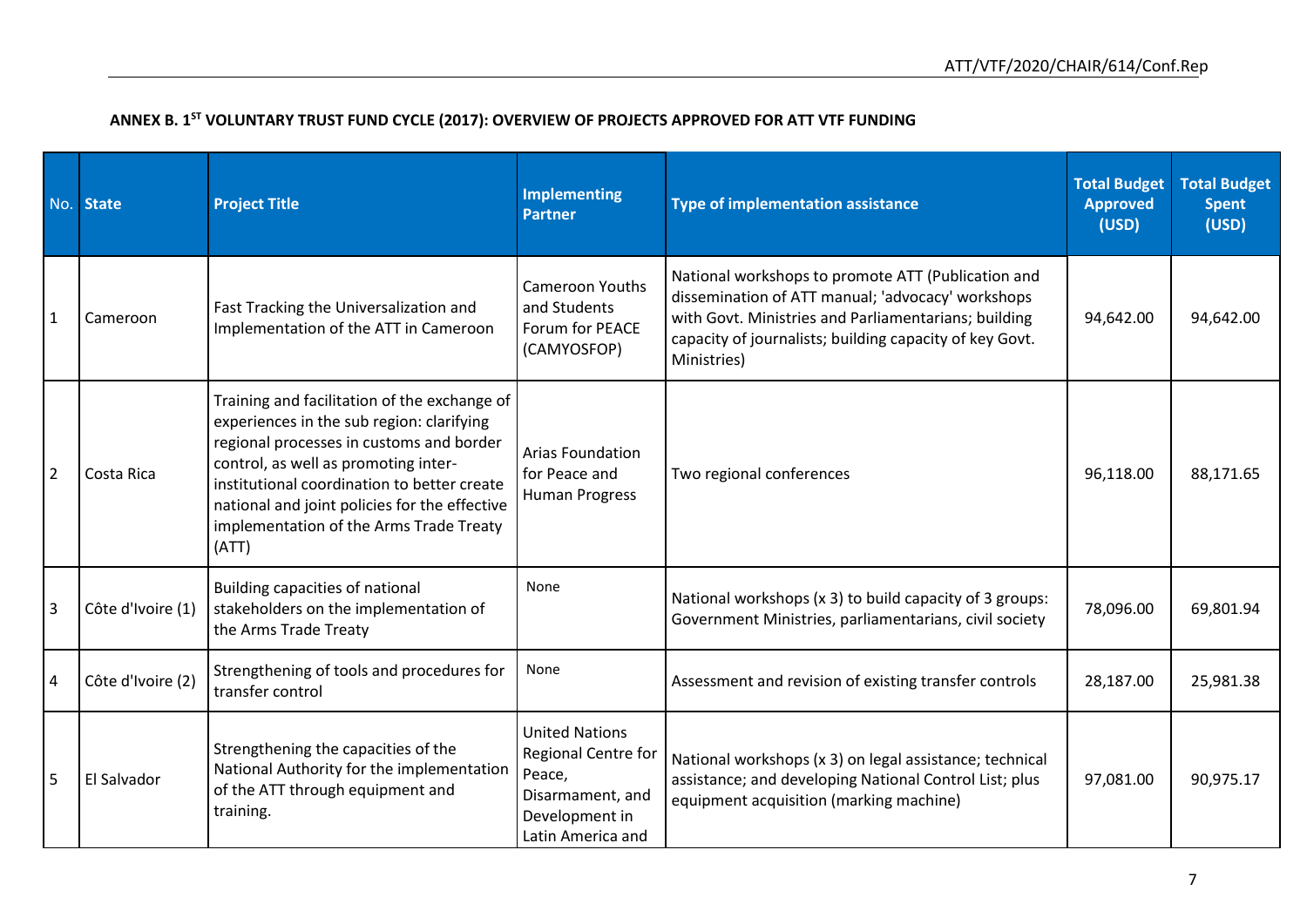**ANNEX B. 1ST VOLUNTARY TRUST FUND CYCLE (2017): OVERVIEW OF PROJECTS APPROVED FOR ATT VTF FUNDING**

| No. | State | Project Title | Implementing Partner | Type of implementation assistance | Total Budget Approved (USD) | Total Budget Spent (USD) |
|---|---|---|---|---|---|---|
| 1 | Cameroon | Fast Tracking the Universalization and Implementation of the ATT in Cameroon | Cameroon Youths and Students Forum for PEACE (CAMYOSFOP) | National workshops to promote ATT (Publication and dissemination of ATT manual; 'advocacy' workshops with Govt. Ministries and Parliamentarians; building capacity of journalists; building capacity of key Govt. Ministries) | 94,642.00 | 94,642.00 |
| 2 | Costa Rica | Training and facilitation of the exchange of experiences in the sub region: clarifying regional processes in customs and border control, as well as promoting inter-institutional coordination to better create national and joint policies for the effective implementation of the Arms Trade Treaty (ATT) | Arias Foundation for Peace and Human Progress | Two regional conferences | 96,118.00 | 88,171.65 |
| 3 | Côte d'Ivoire (1) | Building capacities of national stakeholders on the implementation of the Arms Trade Treaty | None | National workshops (x 3) to build capacity of 3 groups: Government Ministries, parliamentarians, civil society | 78,096.00 | 69,801.94 |
| 4 | Côte d'Ivoire (2) | Strengthening of tools and procedures for transfer control | None | Assessment and revision of existing transfer controls | 28,187.00 | 25,981.38 |
| 5 | El Salvador | Strengthening the capacities of the National Authority for the implementation of the ATT through equipment and training. | United Nations Regional Centre for Peace, Disarmament, and Development in Latin America and | National workshops (x 3) on legal assistance; technical assistance; and developing National Control List; plus equipment acquisition (marking machine) | 97,081.00 | 90,975.17 |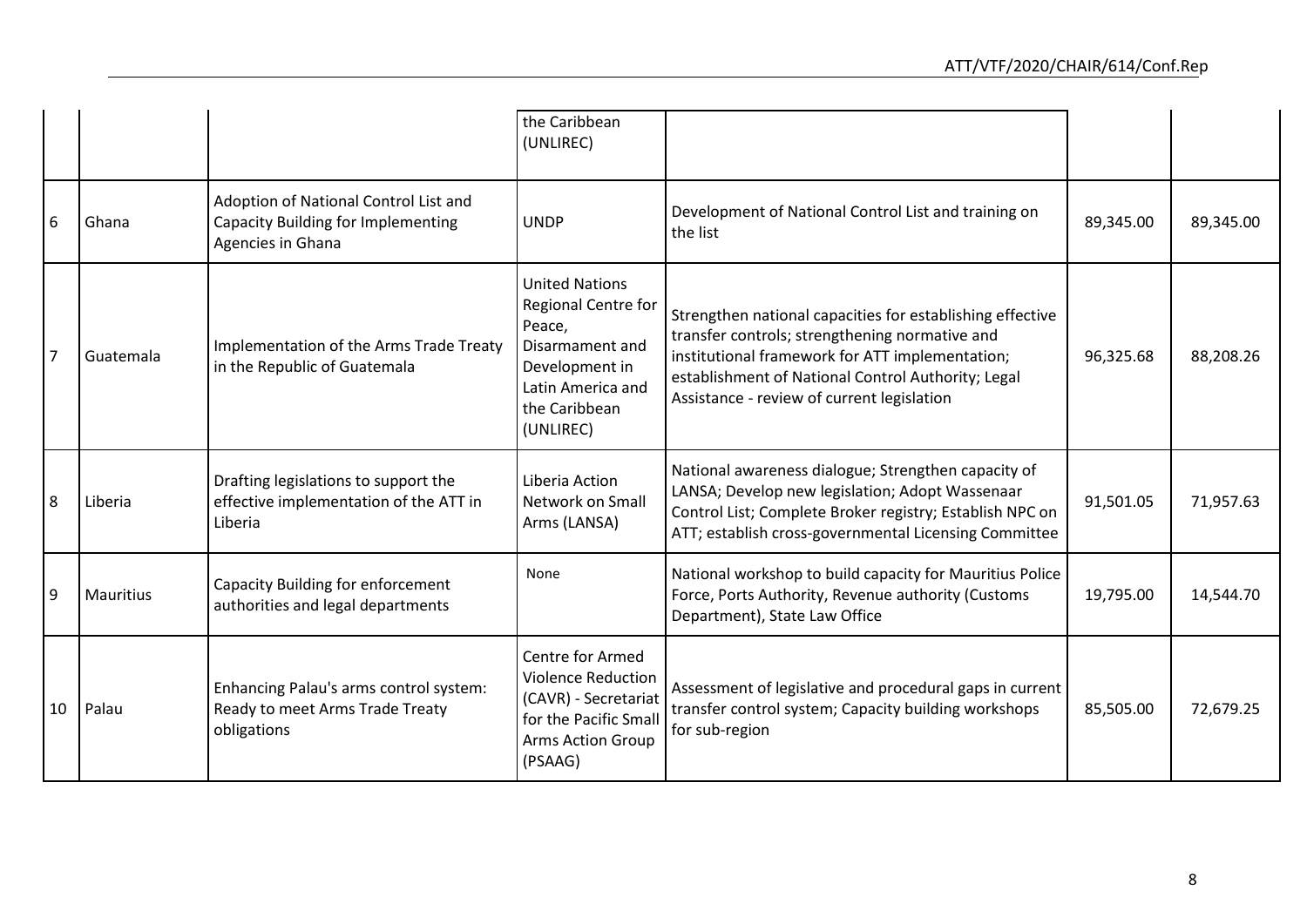| | | | the Caribbean (UNLIREC) | | | |
|---|---|---|---|---|---|---|
| 6 | Ghana | Adoption of National Control List and Capacity Building for Implementing Agencies in Ghana | UNDP | Development of National Control List and training on the list | 89,345.00 | 89,345.00 |
| 7 | Guatemala | Implementation of the Arms Trade Treaty in the Republic of Guatemala | United Nations Regional Centre for Peace, Disarmament and Development in Latin America and the Caribbean (UNLIREC) | Strengthen national capacities for establishing effective transfer controls; strengthening normative and institutional framework for ATT implementation; establishment of National Control Authority; Legal Assistance - review of current legislation | 96,325.68 | 88,208.26 |
| 8 | Liberia | Drafting legislations to support the effective implementation of the ATT in Liberia | Liberia Action Network on Small Arms (LANSA) | National awareness dialogue; Strengthen capacity of LANSA; Develop new legislation; Adopt Wassenaar Control List; Complete Broker registry; Establish NPC on ATT; establish cross-governmental Licensing Committee | 91,501.05 | 71,957.63 |
| 9 | Mauritius | Capacity Building for enforcement authorities and legal departments | None | National workshop to build capacity for Mauritius Police Force, Ports Authority, Revenue authority (Customs Department), State Law Office | 19,795.00 | 14,544.70 |
| 10 | Palau | Enhancing Palau's arms control system: Ready to meet Arms Trade Treaty obligations | Centre for Armed Violence Reduction (CAVR) - Secretariat for the Pacific Small Arms Action Group (PSAAG) | Assessment of legislative and procedural gaps in current transfer control system; Capacity building workshops for sub-region | 85,505.00 | 72,679.25 |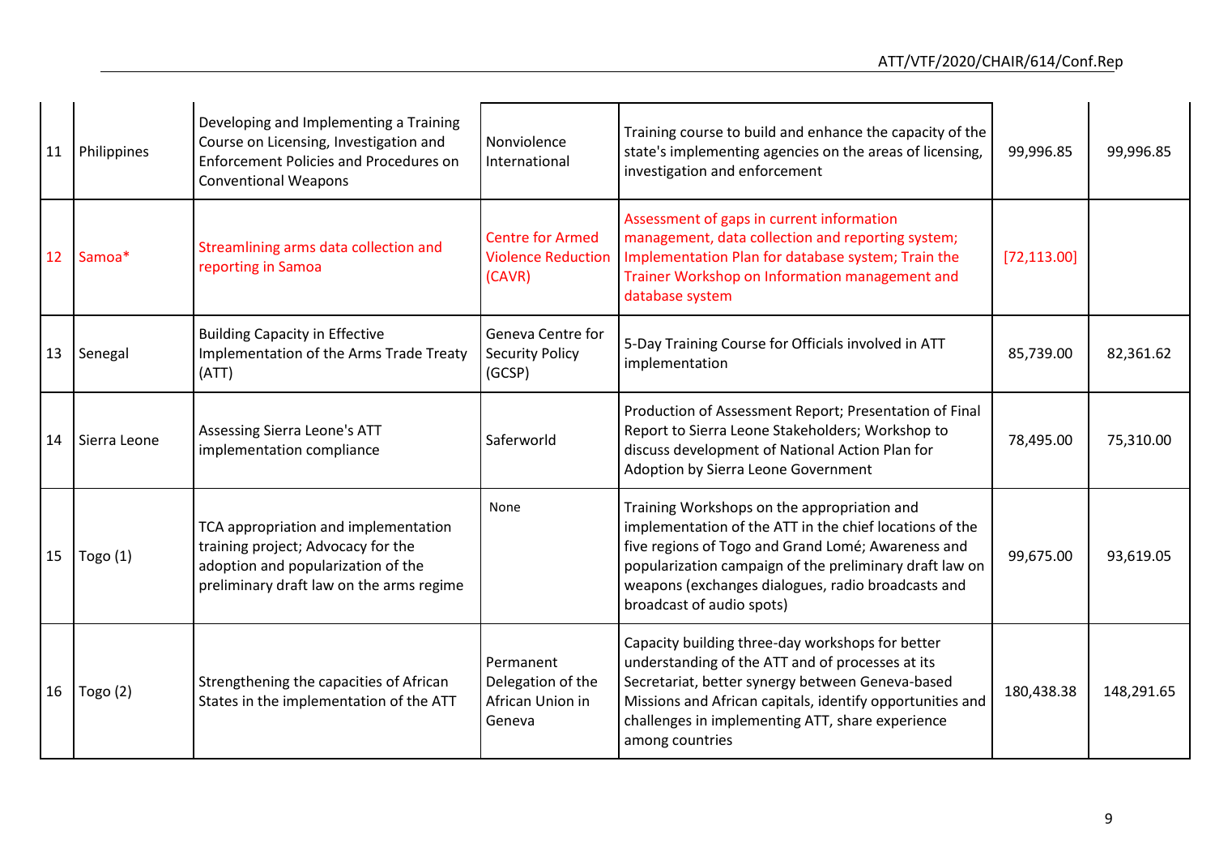| 11 | Philippines | Developing and Implementing a Training Course on Licensing, Investigation and Enforcement Policies and Procedures on Conventional Weapons | Nonviolence International | Training course to build and enhance the capacity of the state's implementing agencies on the areas of licensing, investigation and enforcement | 99,996.85 | 99,996.85 |
|---|---|---|---|---|---|---|
| 12 | Samoa* | Streamlining arms data collection and reporting in Samoa | Centre for Armed Violence Reduction (CAVR) | Assessment of gaps in current information management, data collection and reporting system; Implementation Plan for database system; Train the Trainer Workshop on Information management and database system | [72,113.00] | |
| 13 | Senegal | Building Capacity in Effective Implementation of the Arms Trade Treaty (ATT) | Geneva Centre for Security Policy (GCSP) | 5-Day Training Course for Officials involved in ATT implementation | 85,739.00 | 82,361.62 |
| 14 | Sierra Leone | Assessing Sierra Leone's ATT implementation compliance | Saferworld | Production of Assessment Report; Presentation of Final Report to Sierra Leone Stakeholders; Workshop to discuss development of National Action Plan for Adoption by Sierra Leone Government | 78,495.00 | 75,310.00 |
| 15 | Togo (1) | TCA appropriation and implementation training project; Advocacy for the adoption and popularization of the preliminary draft law on the arms regime | None | Training Workshops on the appropriation and implementation of the ATT in the chief locations of the five regions of Togo and Grand Lomé; Awareness and popularization campaign of the preliminary draft law on weapons (exchanges dialogues, radio broadcasts and broadcast of audio spots) | 99,675.00 | 93,619.05 |
| 16 | Togo (2) | Strengthening the capacities of African States in the implementation of the ATT | Permanent Delegation of the African Union in Geneva | Capacity building three-day workshops for better understanding of the ATT and of processes at its Secretariat, better synergy between Geneva-based Missions and African capitals, identify opportunities and challenges in implementing ATT, share experience among countries | 180,438.38 | 148,291.65 |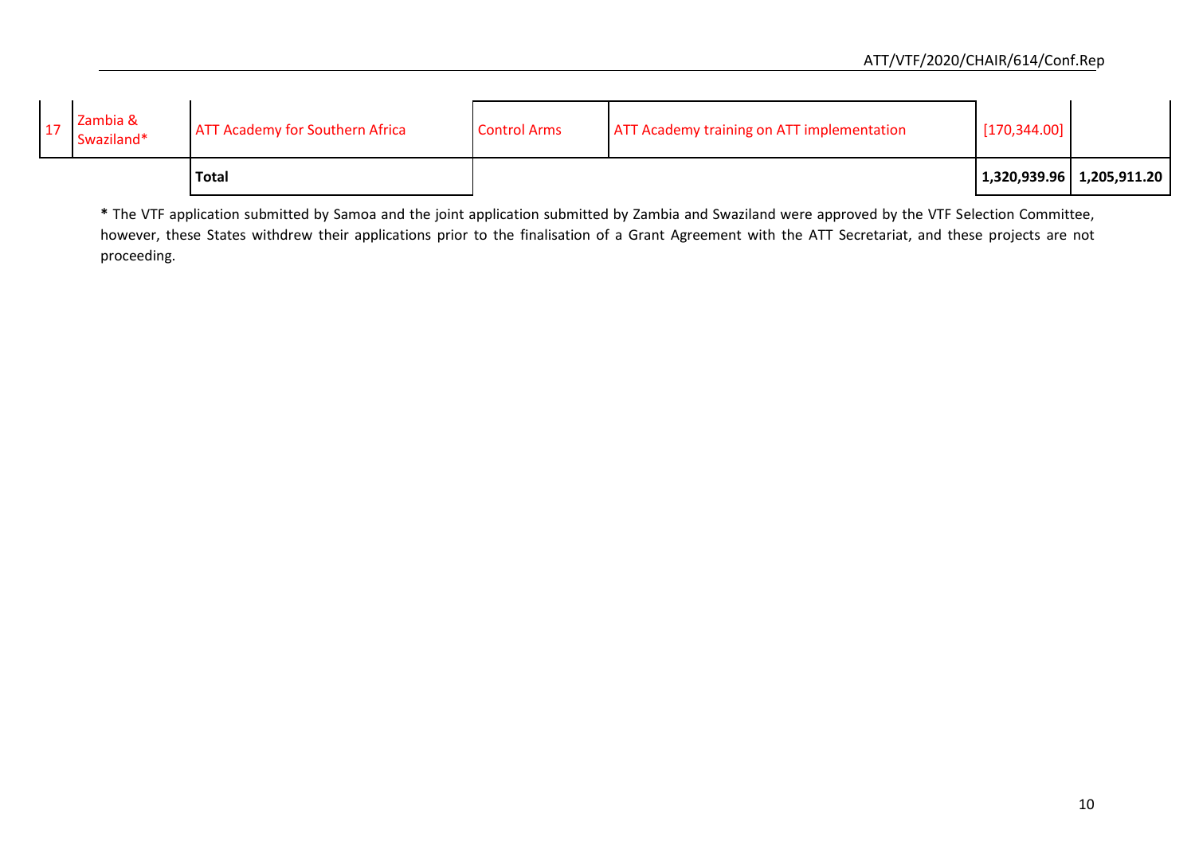| 17 | Zambia & Swaziland* | ATT Academy for Southern Africa | Control Arms | ATT Academy training on ATT implementation | [170,344.00] | |
|---|---|---|---|---|---|---|
| | | **Total** | | | **1,320,939.96** | **1,205,911.20** |

**\*** The VTF application submitted by Samoa and the joint application submitted by Zambia and Swaziland were approved by the VTF Selection Committee, however, these States withdrew their applications prior to the finalisation of a Grant Agreement with the ATT Secretariat, and these projects are not proceeding.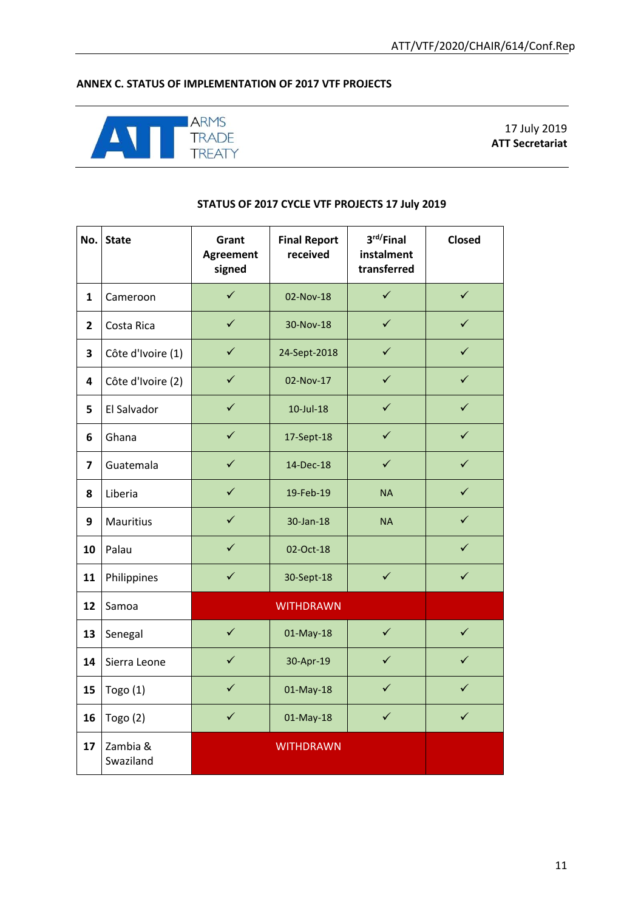## ANNEX C. STATUS OF IMPLEMENTATION OF 2017 VTF PROJECTS

ARMS TRADE TREATY

17 July 2019
**ATT Secretariat**

**STATUS OF 2017 CYCLE VTF PROJECTS 17 July 2019**

| No. | State | Grant Agreement signed | Final Report received | 3rd/Final instalment transferred | Closed |
|---|---|---|---|---|---|
| 1 | Cameroon | ✓ | 02-Nov-18 | ✓ | ✓ |
| 2 | Costa Rica | ✓ | 30-Nov-18 | ✓ | ✓ |
| 3 | Côte d'Ivoire (1) | ✓ | 24-Sept-2018 | ✓ | ✓ |
| 4 | Côte d'Ivoire (2) | ✓ | 02-Nov-17 | ✓ | ✓ |
| 5 | El Salvador | ✓ | 10-Jul-18 | ✓ | ✓ |
| 6 | Ghana | ✓ | 17-Sept-18 | ✓ | ✓ |
| 7 | Guatemala | ✓ | 14-Dec-18 | ✓ | ✓ |
| 8 | Liberia | ✓ | 19-Feb-19 | NA | ✓ |
| 9 | Mauritius | ✓ | 30-Jan-18 | NA | ✓ |
| 10 | Palau | ✓ | 02-Oct-18 | | ✓ |
| 11 | Philippines | ✓ | 30-Sept-18 | ✓ | ✓ |
| 12 | Samoa | WITHDRAWN | | | |
| 13 | Senegal | ✓ | 01-May-18 | ✓ | ✓ |
| 14 | Sierra Leone | ✓ | 30-Apr-19 | ✓ | ✓ |
| 15 | Togo (1) | ✓ | 01-May-18 | ✓ | ✓ |
| 16 | Togo (2) | ✓ | 01-May-18 | ✓ | ✓ |
| 17 | Zambia & Swaziland | WITHDRAWN | | | |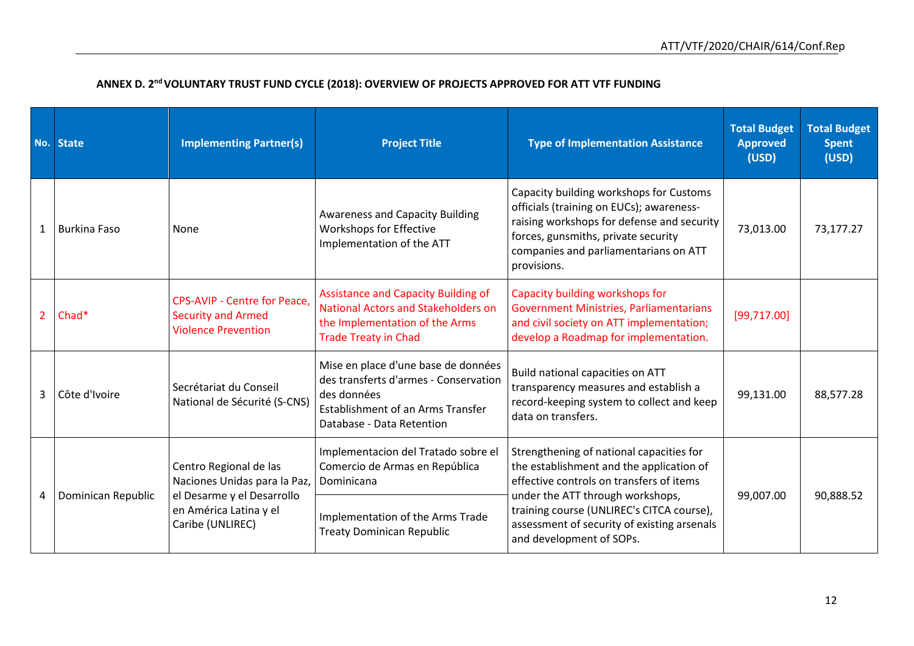**ANNEX D. 2[nd] VOLUNTARY TRUST FUND CYCLE (2018): OVERVIEW OF PROJECTS APPROVED FOR ATT VTF FUNDING**

| No. | State | Implementing Partner(s) | Project Title | Type of Implementation Assistance | Total Budget Approved (USD) | Total Budget Spent (USD) |
|---|---|---|---|---|---|---|
| 1 | Burkina Faso | None | Awareness and Capacity Building Workshops for Effective Implementation of the ATT | Capacity building workshops for Customs officials (training on EUCs); awareness-raising workshops for defense and security forces, gunsmiths, private security companies and parliamentarians on ATT provisions. | 73,013.00 | 73,177.27 |
| 2 | Chad* | CPS-AVIP - Centre for Peace, Security and Armed Violence Prevention | Assistance and Capacity Building of National Actors and Stakeholders on the Implementation of the Arms Trade Treaty in Chad | Capacity building workshops for Government Ministries, Parliamentarians and civil society on ATT implementation; develop a Roadmap for implementation. | [99,717.00] | |
| 3 | Côte d'Ivoire | Secrétariat du Conseil National de Sécurité (S-CNS) | Mise en place d'une base de données des transferts d'armes - Conservation des données<br>Establishment of an Arms Transfer Database - Data Retention | Build national capacities on ATT transparency measures and establish a record-keeping system to collect and keep data on transfers. | 99,131.00 | 88,577.28 |
| 4 | Dominican Republic | Centro Regional de las Naciones Unidas para la Paz, el Desarme y el Desarrollo en América Latina y el Caribe (UNLIREC) | Implementacion del Tratado sobre el Comercio de Armas en República Dominicana<br>Implementation of the Arms Trade Treaty Dominican Republic | Strengthening of national capacities for the establishment and the application of effective controls on transfers of items under the ATT through workshops, training course (UNLIREC's CITCA course), assessment of security of existing arsenals and development of SOPs. | 99,007.00 | 90,888.52 |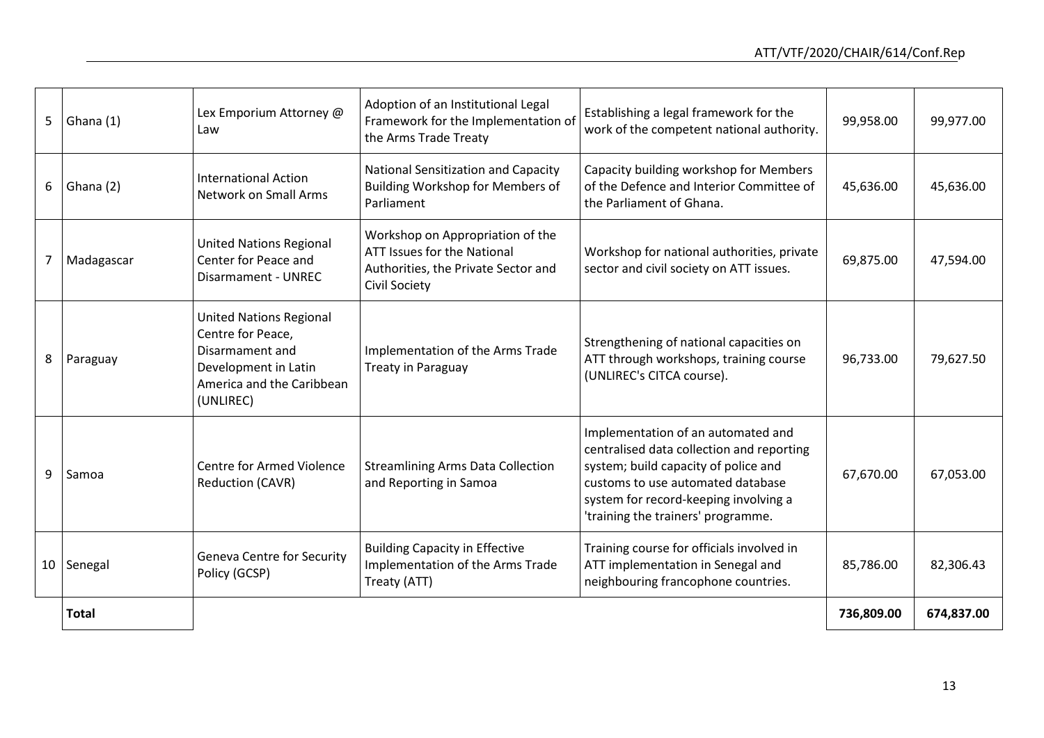| | | | | | | |
|---|---|---|---|---|---|---|
| 5 | Ghana (1) | Lex Emporium Attorney @ Law | Adoption of an Institutional Legal Framework for the Implementation of the Arms Trade Treaty | Establishing a legal framework for the work of the competent national authority. | 99,958.00 | 99,977.00 |
| 6 | Ghana (2) | International Action Network on Small Arms | National Sensitization and Capacity Building Workshop for Members of Parliament | Capacity building workshop for Members of the Defence and Interior Committee of the Parliament of Ghana. | 45,636.00 | 45,636.00 |
| 7 | Madagascar | United Nations Regional Center for Peace and Disarmament - UNREC | Workshop on Appropriation of the ATT Issues for the National Authorities, the Private Sector and Civil Society | Workshop for national authorities, private sector and civil society on ATT issues. | 69,875.00 | 47,594.00 |
| 8 | Paraguay | United Nations Regional Centre for Peace, Disarmament and Development in Latin America and the Caribbean (UNLIREC) | Implementation of the Arms Trade Treaty in Paraguay | Strengthening of national capacities on ATT through workshops, training course (UNLIREC's CITCA course). | 96,733.00 | 79,627.50 |
| 9 | Samoa | Centre for Armed Violence Reduction (CAVR) | Streamlining Arms Data Collection and Reporting in Samoa | Implementation of an automated and centralised data collection and reporting system; build capacity of police and customs to use automated database system for record-keeping involving a 'training the trainers' programme. | 67,670.00 | 67,053.00 |
| 10 | Senegal | Geneva Centre for Security Policy (GCSP) | Building Capacity in Effective Implementation of the Arms Trade Treaty (ATT) | Training course for officials involved in ATT implementation in Senegal and neighbouring francophone countries. | 85,786.00 | 82,306.43 |
| | **Total** | | | | **736,809.00** | **674,837.00** |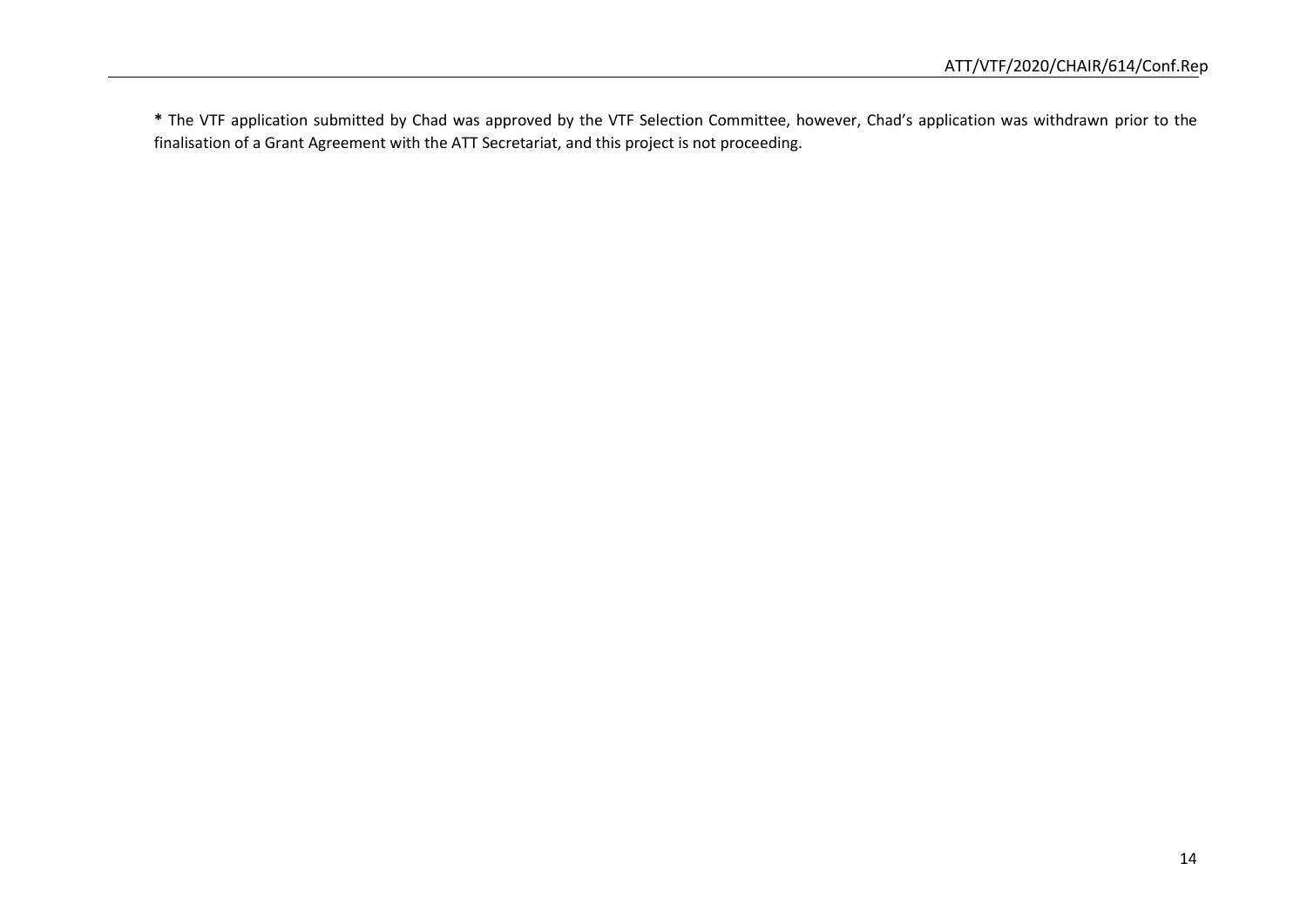**\*** The VTF application submitted by Chad was approved by the VTF Selection Committee, however, Chad's application was withdrawn prior to the finalisation of a Grant Agreement with the ATT Secretariat, and this project is not proceeding.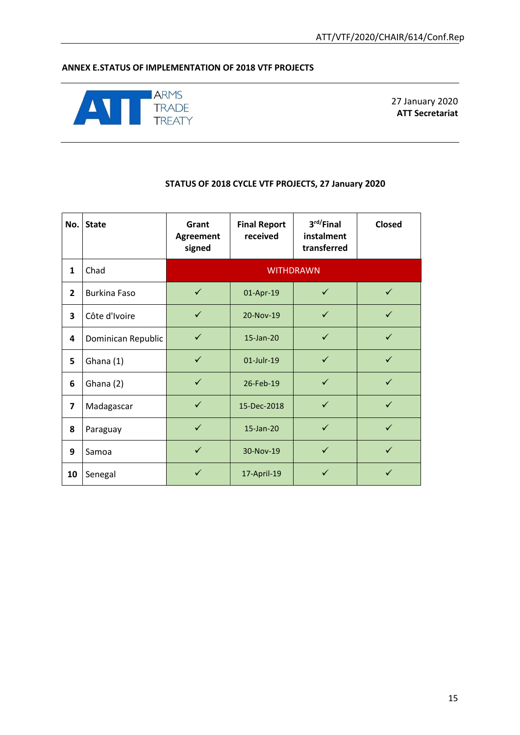## ANNEX E.STATUS OF IMPLEMENTATION OF 2018 VTF PROJECTS

ARMS TRADE TREATY

27 January 2020
**ATT Secretariat**

### STATUS OF 2018 CYCLE VTF PROJECTS, 27 January 2020

| No. | State | Grant Agreement signed | Final Report received | 3rd/Final instalment transferred | Closed |
|---|---|---|---|---|---|
| 1 | Chad | WITHDRAWN | | | |
| 2 | Burkina Faso | ✓ | 01-Apr-19 | ✓ | ✓ |
| 3 | Côte d'Ivoire | ✓ | 20-Nov-19 | ✓ | ✓ |
| 4 | Dominican Republic | ✓ | 15-Jan-20 | ✓ | ✓ |
| 5 | Ghana (1) | ✓ | 01-Julr-19 | ✓ | ✓ |
| 6 | Ghana (2) | ✓ | 26-Feb-19 | ✓ | ✓ |
| 7 | Madagascar | ✓ | 15-Dec-2018 | ✓ | ✓ |
| 8 | Paraguay | ✓ | 15-Jan-20 | ✓ | ✓ |
| 9 | Samoa | ✓ | 30-Nov-19 | ✓ | ✓ |
| 10 | Senegal | ✓ | 17-April-19 | ✓ | ✓ |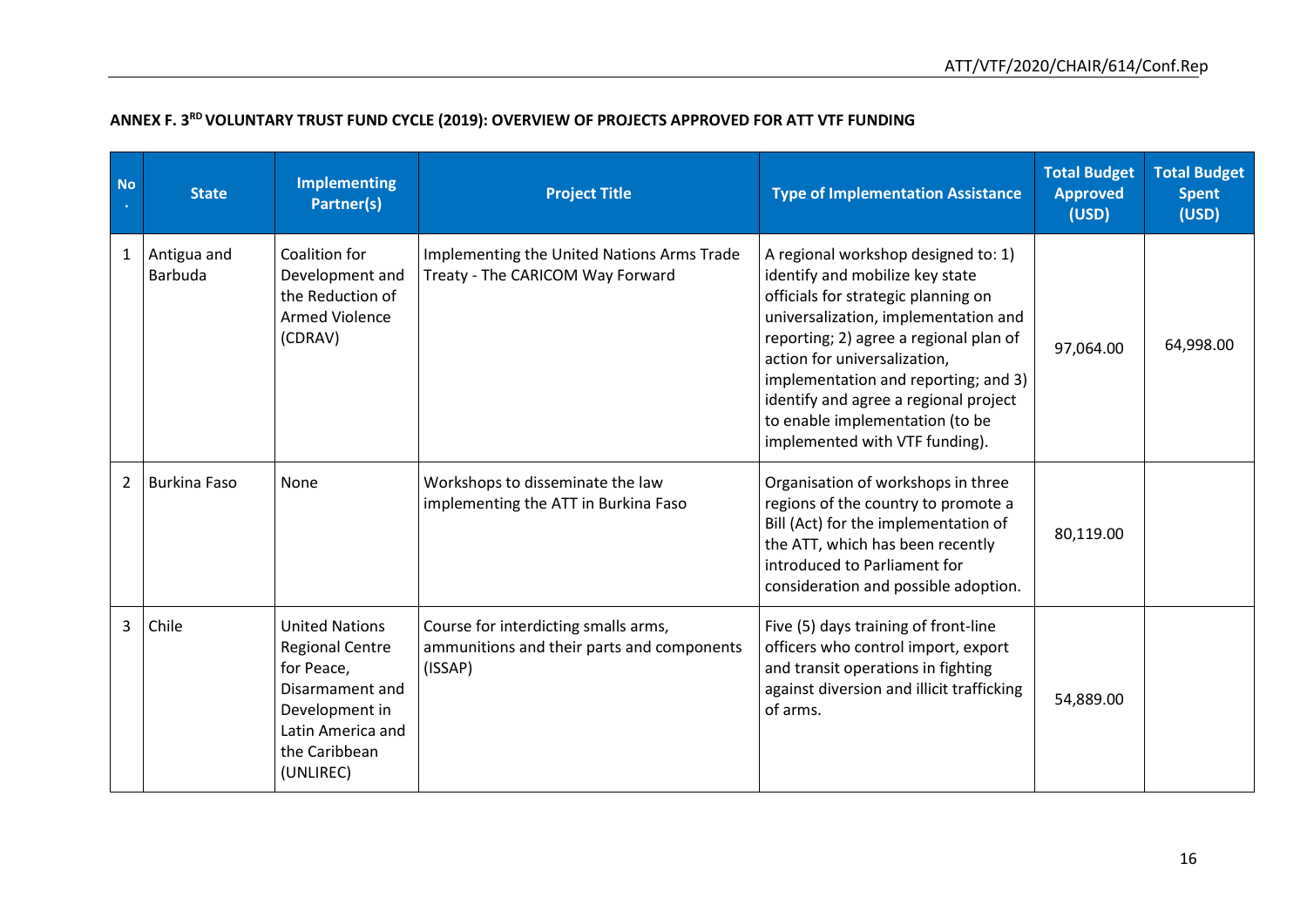**ANNEX F. 3RD VOLUNTARY TRUST FUND CYCLE (2019): OVERVIEW OF PROJECTS APPROVED FOR ATT VTF FUNDING**

| No. | State | Implementing Partner(s) | Project Title | Type of Implementation Assistance | Total Budget Approved (USD) | Total Budget Spent (USD) |
|---|---|---|---|---|---|---|
| 1 | Antigua and Barbuda | Coalition for Development and the Reduction of Armed Violence (CDRAV) | Implementing the United Nations Arms Trade Treaty - The CARICOM Way Forward | A regional workshop designed to: 1) identify and mobilize key state officials for strategic planning on universalization, implementation and reporting; 2) agree a regional plan of action for universalization, implementation and reporting; and 3) identify and agree a regional project to enable implementation (to be implemented with VTF funding). | 97,064.00 | 64,998.00 |
| 2 | Burkina Faso | None | Workshops to disseminate the law implementing the ATT in Burkina Faso | Organisation of workshops in three regions of the country to promote a Bill (Act) for the implementation of the ATT, which has been recently introduced to Parliament for consideration and possible adoption. | 80,119.00 | |
| 3 | Chile | United Nations Regional Centre for Peace, Disarmament and Development in Latin America and the Caribbean (UNLIREC) | Course for interdicting smalls arms, ammunitions and their parts and components (ISSAP) | Five (5) days training of front-line officers who control import, export and transit operations in fighting against diversion and illicit trafficking of arms. | 54,889.00 | |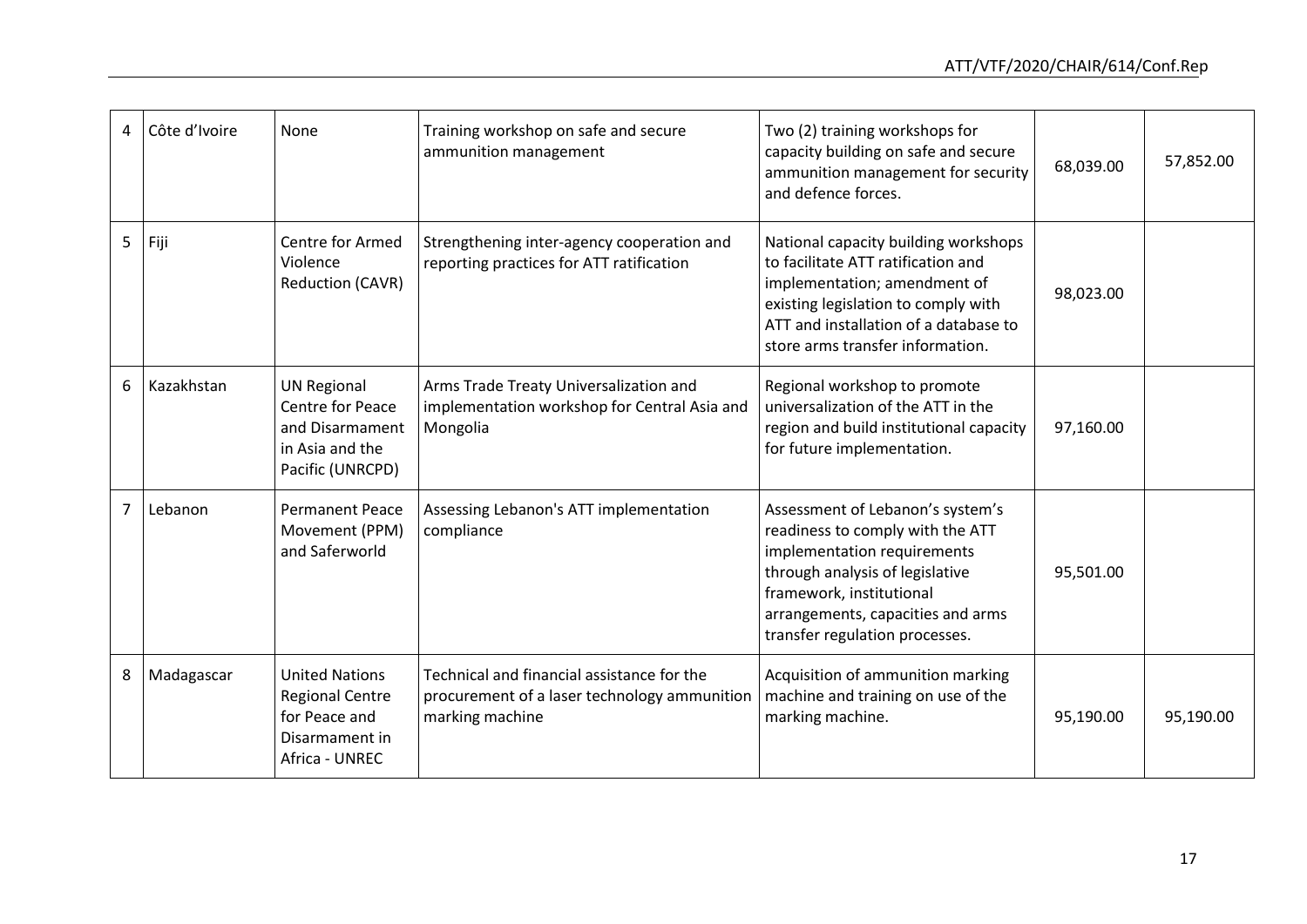| 4 | Côte d'Ivoire | None | Training workshop on safe and secure ammunition management | Two (2) training workshops for capacity building on safe and secure ammunition management for security and defence forces. | 68,039.00 | 57,852.00 |
|---|---|---|---|---|---|---|
| 5 | Fiji | Centre for Armed Violence Reduction (CAVR) | Strengthening inter-agency cooperation and reporting practices for ATT ratification | National capacity building workshops to facilitate ATT ratification and implementation; amendment of existing legislation to comply with ATT and installation of a database to store arms transfer information. | 98,023.00 | |
| 6 | Kazakhstan | UN Regional Centre for Peace and Disarmament in Asia and the Pacific (UNRCPD) | Arms Trade Treaty Universalization and implementation workshop for Central Asia and Mongolia | Regional workshop to promote universalization of the ATT in the region and build institutional capacity for future implementation. | 97,160.00 | |
| 7 | Lebanon | Permanent Peace Movement (PPM) and Saferworld | Assessing Lebanon's ATT implementation compliance | Assessment of Lebanon's system's readiness to comply with the ATT implementation requirements through analysis of legislative framework, institutional arrangements, capacities and arms transfer regulation processes. | 95,501.00 | |
| 8 | Madagascar | United Nations Regional Centre for Peace and Disarmament in Africa - UNREC | Technical and financial assistance for the procurement of a laser technology ammunition marking machine | Acquisition of ammunition marking machine and training on use of the marking machine. | 95,190.00 | 95,190.00 |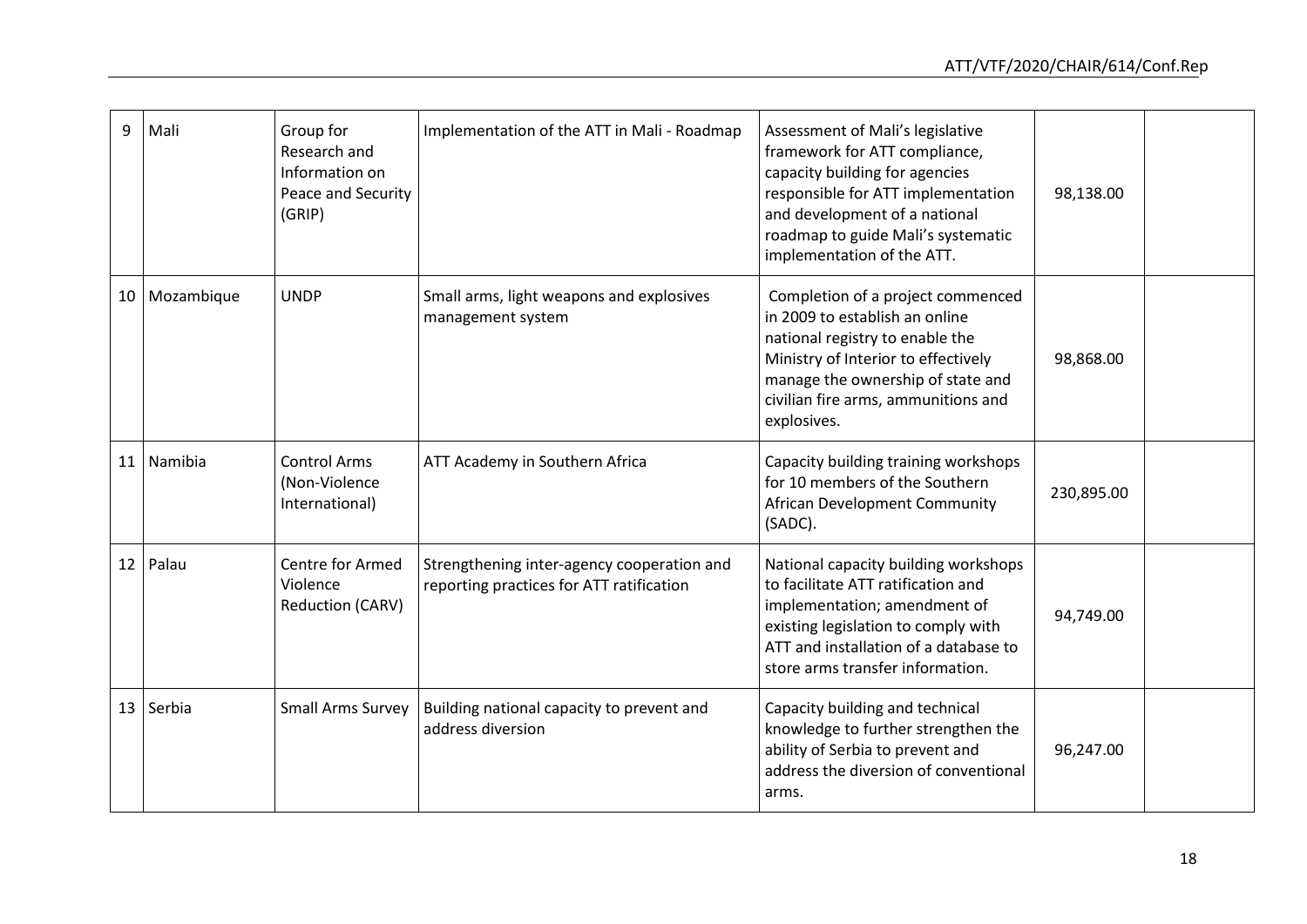| 9 | Mali | Group for Research and Information on Peace and Security (GRIP) | Implementation of the ATT in Mali - Roadmap | Assessment of Mali's legislative framework for ATT compliance, capacity building for agencies responsible for ATT implementation and development of a national roadmap to guide Mali's systematic implementation of the ATT. | 98,138.00 | |
|---|---|---|---|---|---|---|
| 10 | Mozambique | UNDP | Small arms, light weapons and explosives management system | Completion of a project commenced in 2009 to establish an online national registry to enable the Ministry of Interior to effectively manage the ownership of state and civilian fire arms, ammunitions and explosives. | 98,868.00 | |
| 11 | Namibia | Control Arms (Non-Violence International) | ATT Academy in Southern Africa | Capacity building training workshops for 10 members of the Southern African Development Community (SADC). | 230,895.00 | |
| 12 | Palau | Centre for Armed Violence Reduction (CARV) | Strengthening inter-agency cooperation and reporting practices for ATT ratification | National capacity building workshops to facilitate ATT ratification and implementation; amendment of existing legislation to comply with ATT and installation of a database to store arms transfer information. | 94,749.00 | |
| 13 | Serbia | Small Arms Survey | Building national capacity to prevent and address diversion | Capacity building and technical knowledge to further strengthen the ability of Serbia to prevent and address the diversion of conventional arms. | 96,247.00 | |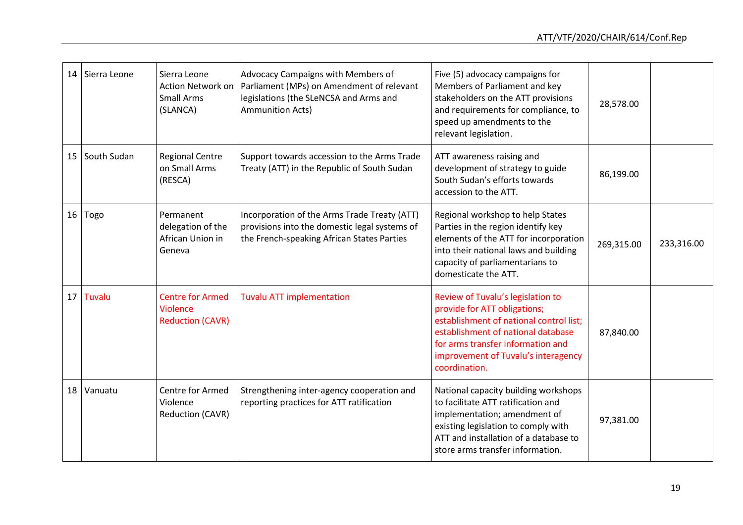| 14 | Sierra Leone | Sierra Leone Action Network on Small Arms (SLANCA) | Advocacy Campaigns with Members of Parliament (MPs) on Amendment of relevant legislations (the SLeNCSA and Arms and Ammunition Acts) | Five (5) advocacy campaigns for Members of Parliament and key stakeholders on the ATT provisions and requirements for compliance, to speed up amendments to the relevant legislation. | 28,578.00 | |
|---|---|---|---|---|---|---|
| 15 | South Sudan | Regional Centre on Small Arms (RESCA) | Support towards accession to the Arms Trade Treaty (ATT) in the Republic of South Sudan | ATT awareness raising and development of strategy to guide South Sudan's efforts towards accession to the ATT. | 86,199.00 | |
| 16 | Togo | Permanent delegation of the African Union in Geneva | Incorporation of the Arms Trade Treaty (ATT) provisions into the domestic legal systems of the French-speaking African States Parties | Regional workshop to help States Parties in the region identify key elements of the ATT for incorporation into their national laws and building capacity of parliamentarians to domesticate the ATT. | 269,315.00 | 233,316.00 |
| 17 | Tuvalu | Centre for Armed Violence Reduction (CAVR) | Tuvalu ATT implementation | Review of Tuvalu's legislation to provide for ATT obligations; establishment of national control list; establishment of national database for arms transfer information and improvement of Tuvalu's interagency coordination. | 87,840.00 | |
| 18 | Vanuatu | Centre for Armed Violence Reduction (CAVR) | Strengthening inter-agency cooperation and reporting practices for ATT ratification | National capacity building workshops to facilitate ATT ratification and implementation; amendment of existing legislation to comply with ATT and installation of a database to store arms transfer information. | 97,381.00 | |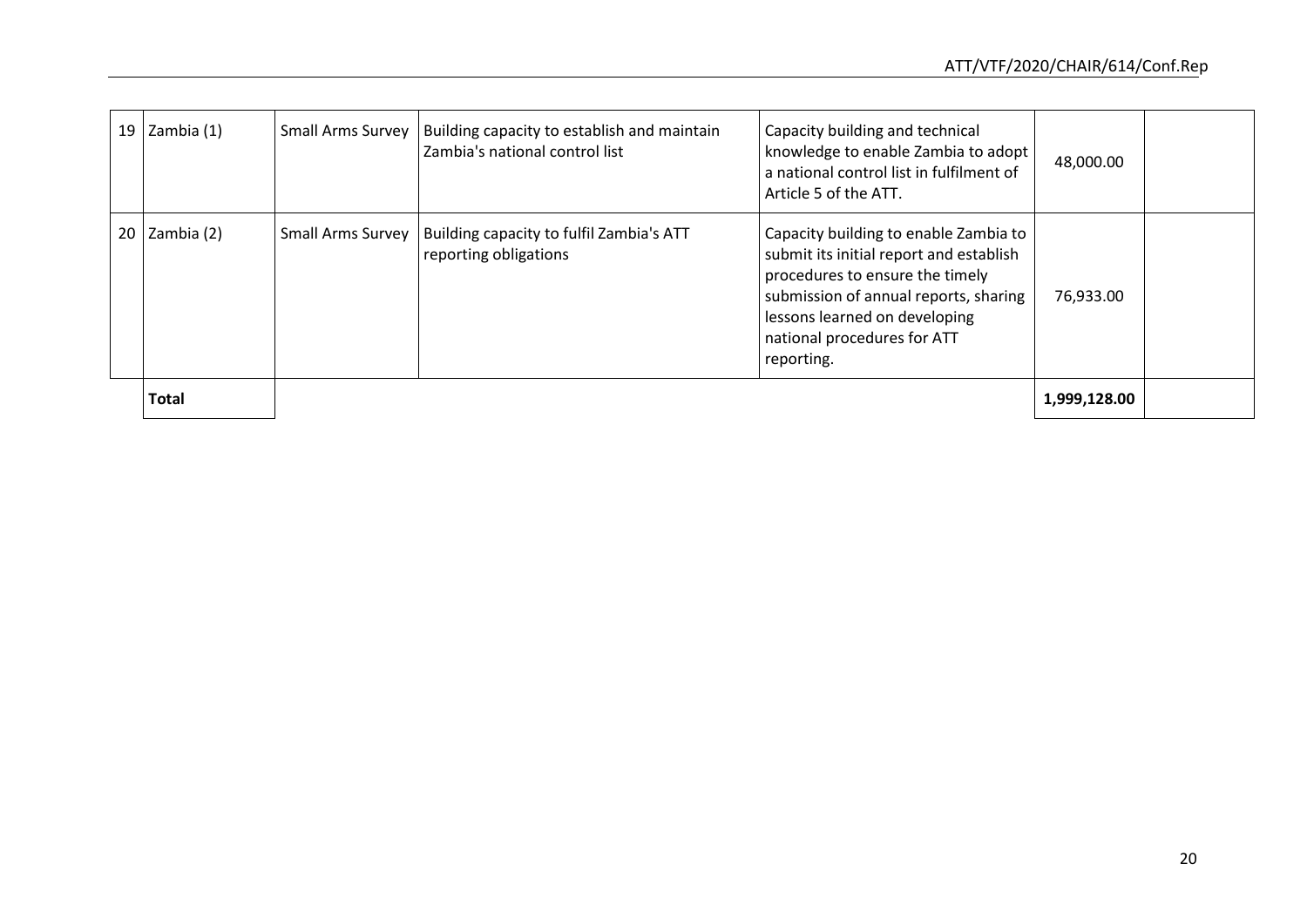| | | | | | | |
|---|---|---|---|---|---|---|
| 19 | Zambia (1) | Small Arms Survey | Building capacity to establish and maintain Zambia's national control list | Capacity building and technical knowledge to enable Zambia to adopt a national control list in fulfilment of Article 5 of the ATT. | 48,000.00 | |
| 20 | Zambia (2) | Small Arms Survey | Building capacity to fulfil Zambia's ATT reporting obligations | Capacity building to enable Zambia to submit its initial report and establish procedures to ensure the timely submission of annual reports, sharing lessons learned on developing national procedures for ATT reporting. | 76,933.00 | |
| | **Total** | | | | **1,999,128.00** | |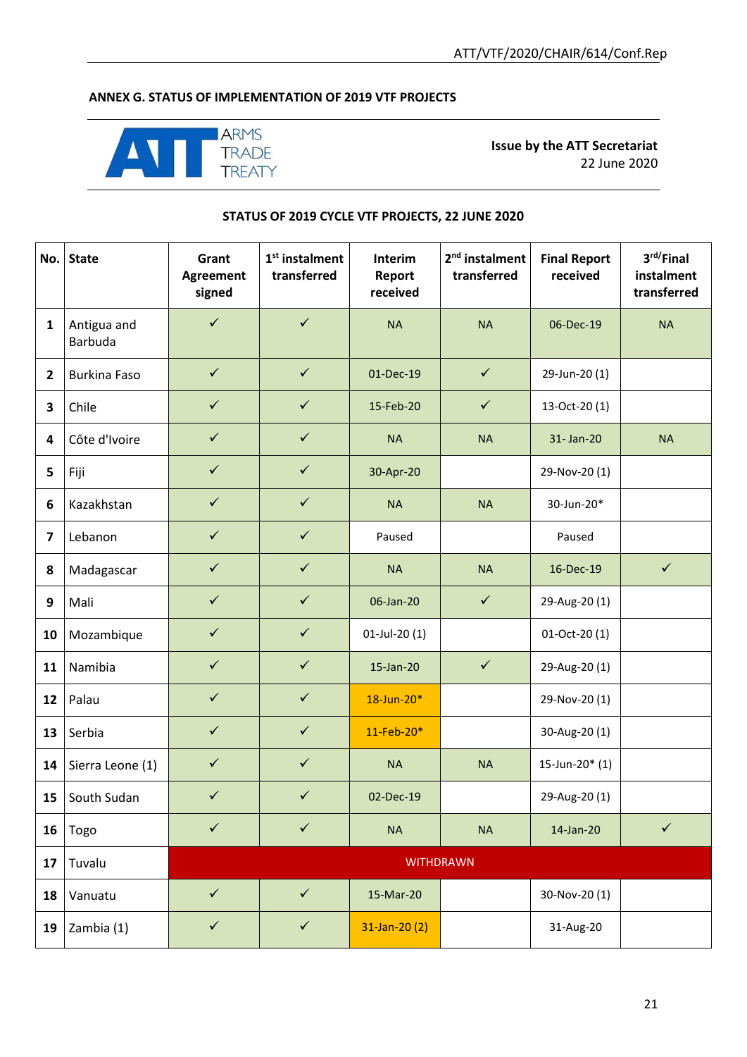## ANNEX G. STATUS OF IMPLEMENTATION OF 2019 VTF PROJECTS

ARMS TRADE TREATY

**Issue by the ATT Secretariat**
22 June 2020

### STATUS OF 2019 CYCLE VTF PROJECTS, 22 JUNE 2020

| No. | State | Grant Agreement signed | 1st instalment transferred | Interim Report received | 2nd instalment transferred | Final Report received | 3rd/Final instalment transferred |
|---|---|---|---|---|---|---|---|
| 1 | Antigua and Barbuda | ✓ | ✓ | NA | NA | 06-Dec-19 | NA |
| 2 | Burkina Faso | ✓ | ✓ | 01-Dec-19 | ✓ | 29-Jun-20 (1) | |
| 3 | Chile | ✓ | ✓ | 15-Feb-20 | ✓ | 13-Oct-20 (1) | |
| 4 | Côte d'Ivoire | ✓ | ✓ | NA | NA | 31- Jan-20 | NA |
| 5 | Fiji | ✓ | ✓ | 30-Apr-20 | | 29-Nov-20 (1) | |
| 6 | Kazakhstan | ✓ | ✓ | NA | NA | 30-Jun-20* | |
| 7 | Lebanon | ✓ | ✓ | Paused | | Paused | |
| 8 | Madagascar | ✓ | ✓ | NA | NA | 16-Dec-19 | ✓ |
| 9 | Mali | ✓ | ✓ | 06-Jan-20 | ✓ | 29-Aug-20 (1) | |
| 10 | Mozambique | ✓ | ✓ | 01-Jul-20 (1) | | 01-Oct-20 (1) | |
| 11 | Namibia | ✓ | ✓ | 15-Jan-20 | ✓ | 29-Aug-20 (1) | |
| 12 | Palau | ✓ | ✓ | 18-Jun-20* | | 29-Nov-20 (1) | |
| 13 | Serbia | ✓ | ✓ | 11-Feb-20* | | 30-Aug-20 (1) | |
| 14 | Sierra Leone (1) | ✓ | ✓ | NA | NA | 15-Jun-20* (1) | |
| 15 | South Sudan | ✓ | ✓ | 02-Dec-19 | | 29-Aug-20 (1) | |
| 16 | Togo | ✓ | ✓ | NA | NA | 14-Jan-20 | ✓ |
| 17 | Tuvalu | WITHDRAWN | | | | | |
| 18 | Vanuatu | ✓ | ✓ | 15-Mar-20 | | 30-Nov-20 (1) | |
| 19 | Zambia (1) | ✓ | ✓ | 31-Jan-20 (2) | | 31-Aug-20 | |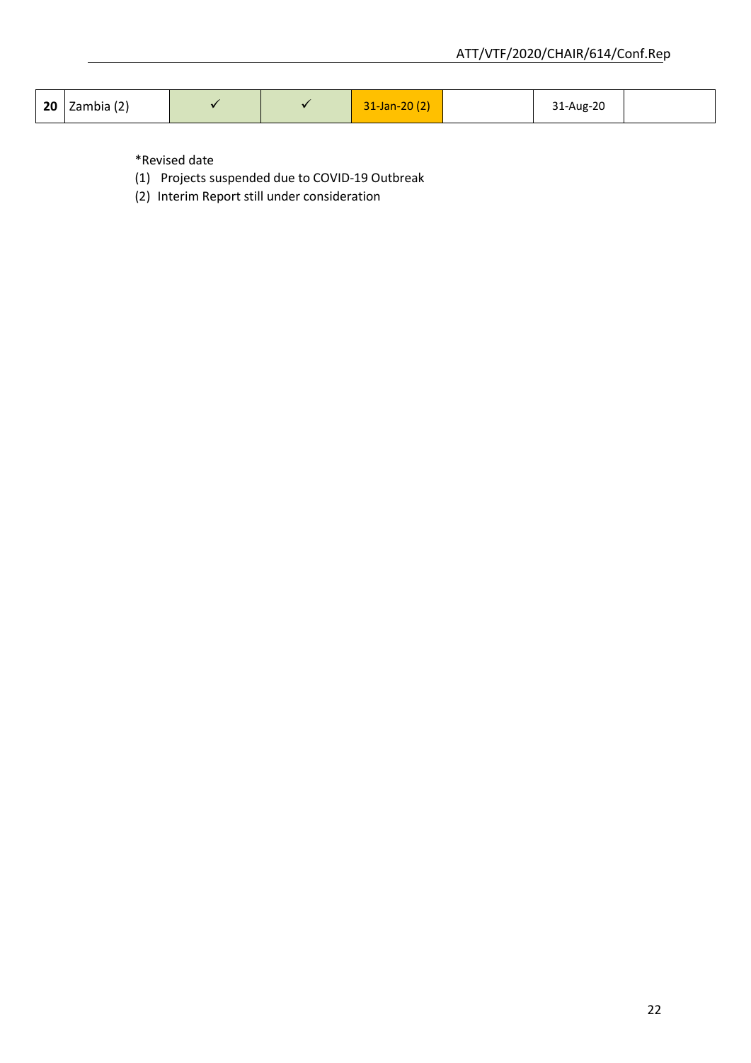| **20** | Zambia (2) | ✓ | ✓ | 31-Jan-20 (2) | | 31-Aug-20 | |
|---|---|---|---|---|---|---|---|

*Revised date

(1) Projects suspended due to COVID-19 Outbreak

(2) Interim Report still under consideration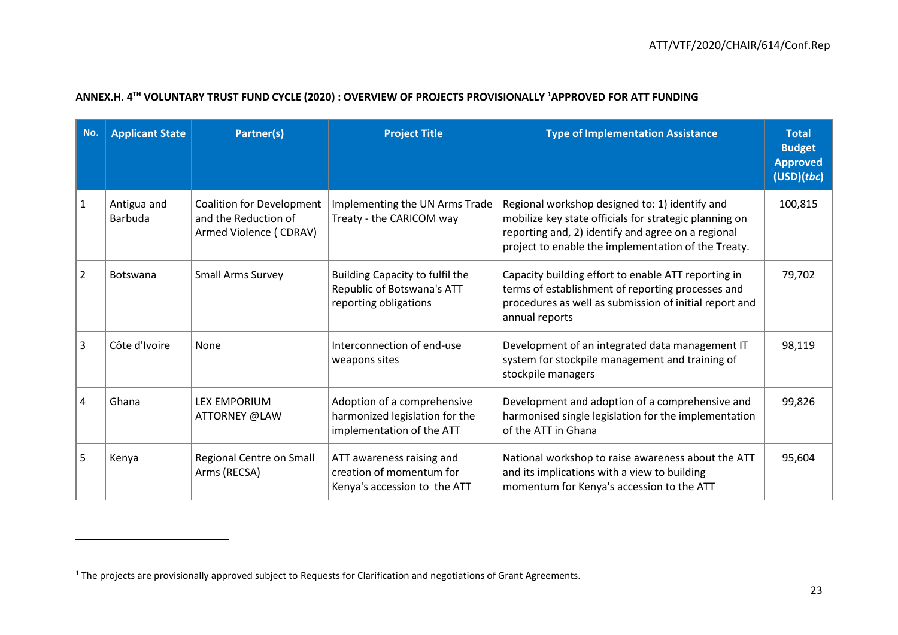## ANNEX.H. 4TH VOLUNTARY TRUST FUND CYCLE (2020) : OVERVIEW OF PROJECTS PROVISIONALLY [1]APPROVED FOR ATT FUNDING

| No. | Applicant State | Partner(s) | Project Title | Type of Implementation Assistance | Total Budget Approved (USD)(*tbc*) |
|---|---|---|---|---|---|
| 1 | Antigua and Barbuda | Coalition for Development and the Reduction of Armed Violence ( CDRAV) | Implementing the UN Arms Trade Treaty - the CARICOM way | Regional workshop designed to: 1) identify and mobilize key state officials for strategic planning on reporting and, 2) identify and agree on a regional project to enable the implementation of the Treaty. | 100,815 |
| 2 | Botswana | Small Arms Survey | Building Capacity to fulfil the Republic of Botswana's ATT reporting obligations | Capacity building effort to enable ATT reporting in terms of establishment of reporting processes and procedures as well as submission of initial report and annual reports | 79,702 |
| 3 | Côte d'Ivoire | None | Interconnection of end-use weapons sites | Development of an integrated data management IT system for stockpile management and training of stockpile managers | 98,119 |
| 4 | Ghana | LEX EMPORIUM ATTORNEY @LAW | Adoption of a comprehensive harmonized legislation for the implementation of the ATT | Development and adoption of a comprehensive and harmonised single legislation for the implementation of the ATT in Ghana | 99,826 |
| 5 | Kenya | Regional Centre on Small Arms (RECSA) | ATT awareness raising and creation of momentum for Kenya's accession to the ATT | National workshop to raise awareness about the ATT and its implications with a view to building momentum for Kenya's accession to the ATT | 95,604 |

[1] The projects are provisionally approved subject to Requests for Clarification and negotiations of Grant Agreements.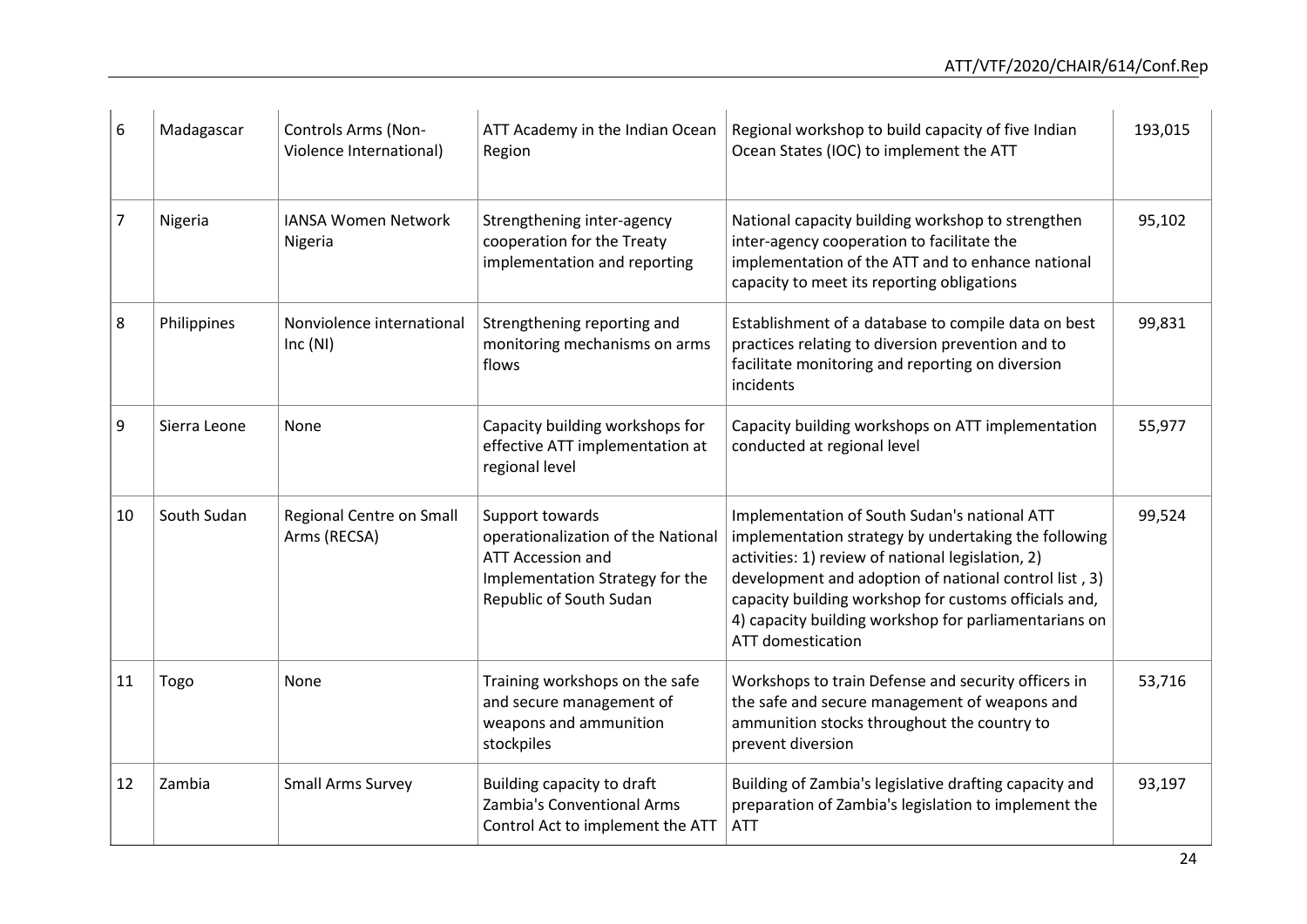| 6 | Madagascar | Controls Arms (Non-Violence International) | ATT Academy in the Indian Ocean Region | Regional workshop to build capacity of five Indian Ocean States (IOC) to implement the ATT | 193,015 |
|---|---|---|---|---|---|
| 7 | Nigeria | IANSA Women Network Nigeria | Strengthening inter-agency cooperation for the Treaty implementation and reporting | National capacity building workshop to strengthen inter-agency cooperation to facilitate the implementation of the ATT and to enhance national capacity to meet its reporting obligations | 95,102 |
| 8 | Philippines | Nonviolence international Inc (NI) | Strengthening reporting and monitoring mechanisms on arms flows | Establishment of a database to compile data on best practices relating to diversion prevention and to facilitate monitoring and reporting on diversion incidents | 99,831 |
| 9 | Sierra Leone | None | Capacity building workshops for effective ATT implementation at regional level | Capacity building workshops on ATT implementation conducted at regional level | 55,977 |
| 10 | South Sudan | Regional Centre on Small Arms (RECSA) | Support towards operationalization of the National ATT Accession and Implementation Strategy for the Republic of South Sudan | Implementation of South Sudan's national ATT implementation strategy by undertaking the following activities: 1) review of national legislation, 2) development and adoption of national control list , 3) capacity building workshop for customs officials and, 4) capacity building workshop for parliamentarians on ATT domestication | 99,524 |
| 11 | Togo | None | Training workshops on the safe and secure management of weapons and ammunition stockpiles | Workshops to train Defense and security officers in the safe and secure management of weapons and ammunition stocks throughout the country to prevent diversion | 53,716 |
| 12 | Zambia | Small Arms Survey | Building capacity to draft Zambia's Conventional Arms Control Act to implement the ATT | Building of Zambia's legislative drafting capacity and preparation of Zambia's legislation to implement the ATT | 93,197 |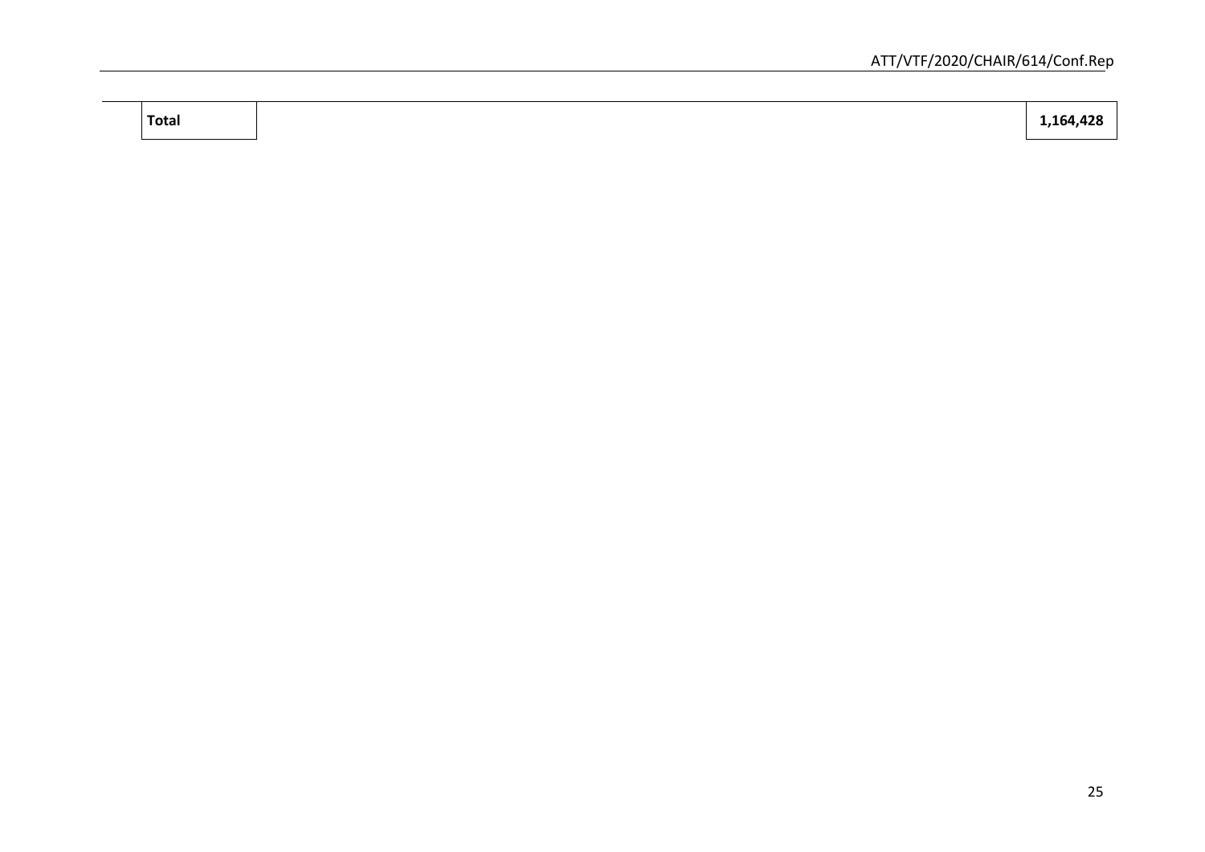| **Total** | | **1,164,428** |
|---|---|---|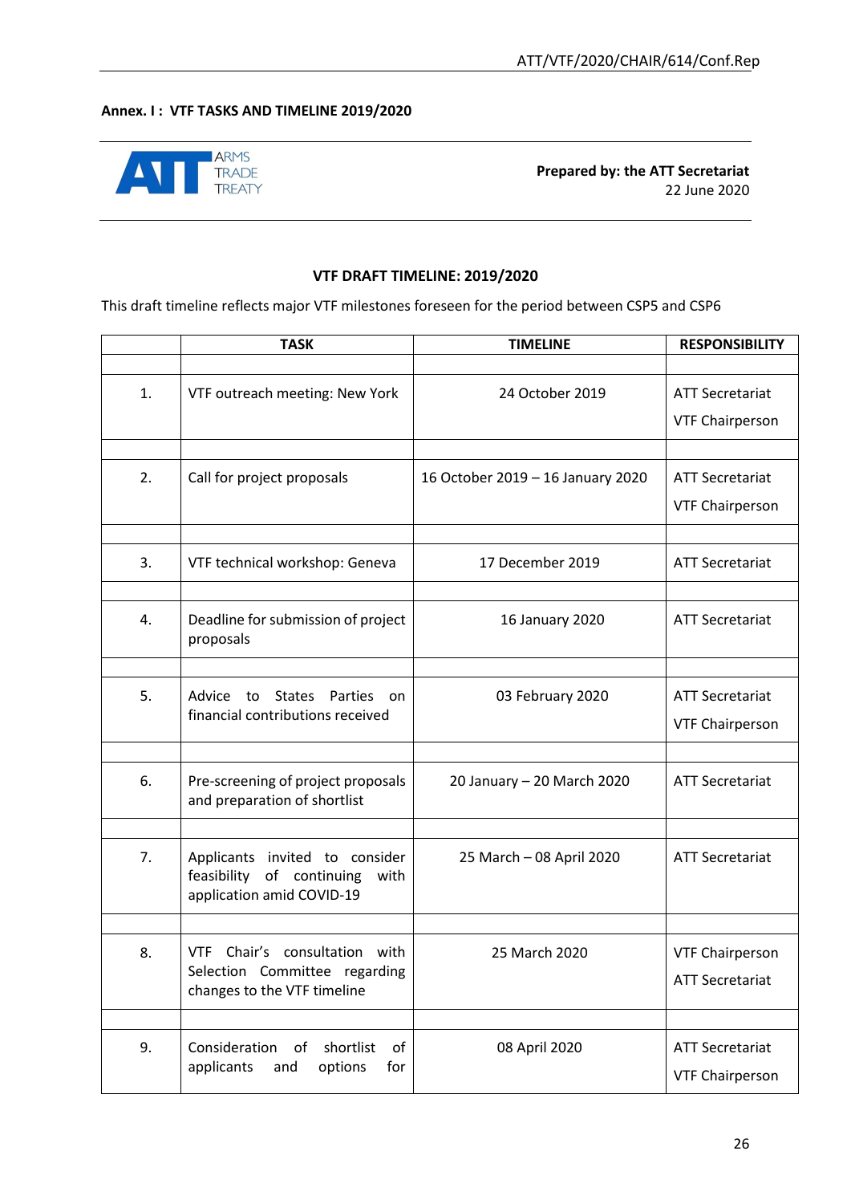**Annex. I : VTF TASKS AND TIMELINE 2019/2020**

ARMS TRADE TREATY

**Prepared by: the ATT Secretariat**
22 June 2020

### VTF DRAFT TIMELINE: 2019/2020

This draft timeline reflects major VTF milestones foreseen for the period between CSP5 and CSP6

| | TASK | TIMELINE | RESPONSIBILITY |
|---|---|---|---|
| 1. | VTF outreach meeting: New York | 24 October 2019 | ATT Secretariat<br>VTF Chairperson |
| 2. | Call for project proposals | 16 October 2019 – 16 January 2020 | ATT Secretariat<br>VTF Chairperson |
| 3. | VTF technical workshop: Geneva | 17 December 2019 | ATT Secretariat |
| 4. | Deadline for submission of project proposals | 16 January 2020 | ATT Secretariat |
| 5. | Advice to States Parties on financial contributions received | 03 February 2020 | ATT Secretariat<br>VTF Chairperson |
| 6. | Pre-screening of project proposals and preparation of shortlist | 20 January – 20 March 2020 | ATT Secretariat |
| 7. | Applicants invited to consider feasibility of continuing with application amid COVID-19 | 25 March – 08 April 2020 | ATT Secretariat |
| 8. | VTF Chair's consultation with Selection Committee regarding changes to the VTF timeline | 25 March 2020 | VTF Chairperson<br>ATT Secretariat |
| 9. | Consideration of shortlist of applicants and options for | 08 April 2020 | ATT Secretariat<br>VTF Chairperson |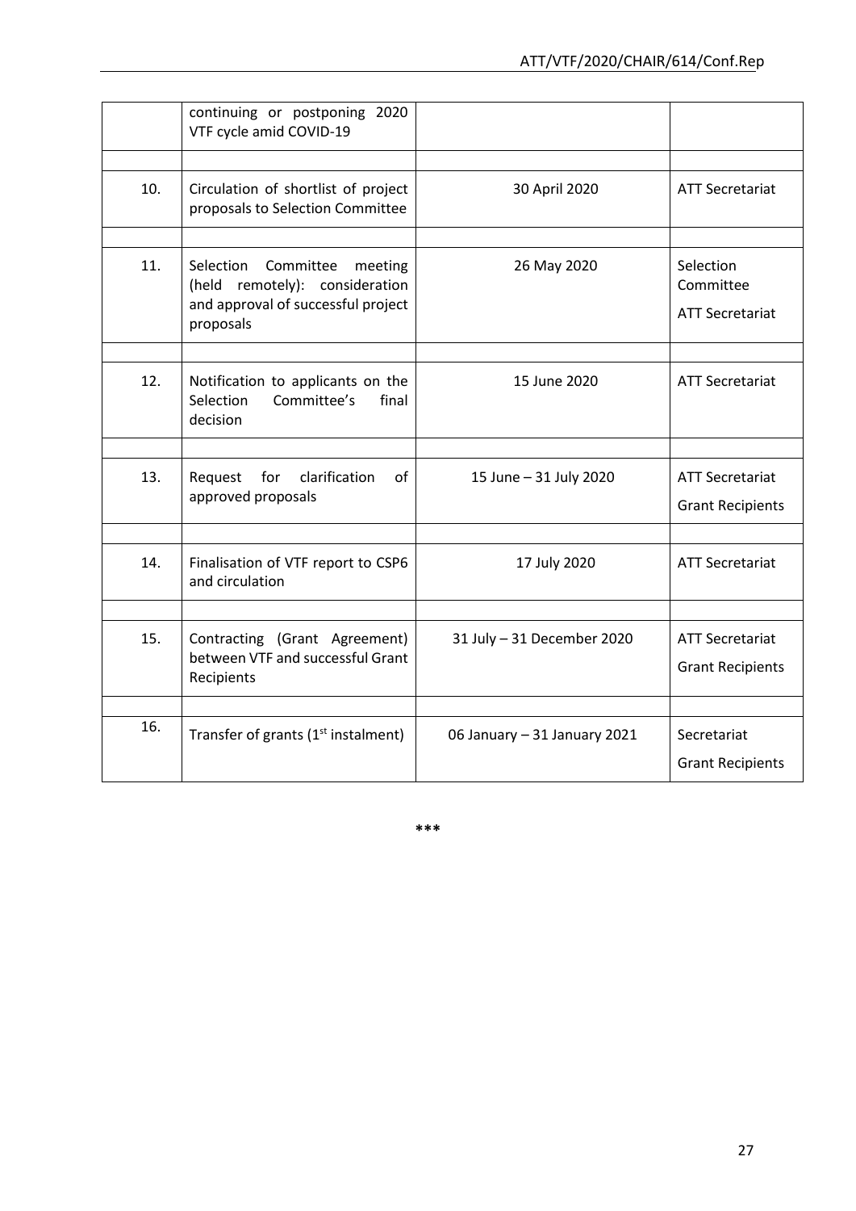| | | | |
|---|---|---|---|
| | continuing or postponing 2020 VTF cycle amid COVID-19 | | |
| | | | |
| 10. | Circulation of shortlist of project proposals to Selection Committee | 30 April 2020 | ATT Secretariat |
| | | | |
| 11. | Selection Committee meeting (held remotely): consideration and approval of successful project proposals | 26 May 2020 | Selection Committee<br>ATT Secretariat |
| | | | |
| 12. | Notification to applicants on the Selection Committee's final decision | 15 June 2020 | ATT Secretariat |
| | | | |
| 13. | Request for clarification of approved proposals | 15 June – 31 July 2020 | ATT Secretariat<br>Grant Recipients |
| | | | |
| 14. | Finalisation of VTF report to CSP6 and circulation | 17 July 2020 | ATT Secretariat |
| | | | |
| 15. | Contracting (Grant Agreement) between VTF and successful Grant Recipients | 31 July – 31 December 2020 | ATT Secretariat<br>Grant Recipients |
| | | | |
| 16. | Transfer of grants (1st instalment) | 06 January – 31 January 2021 | Secretariat<br>Grant Recipients |

***